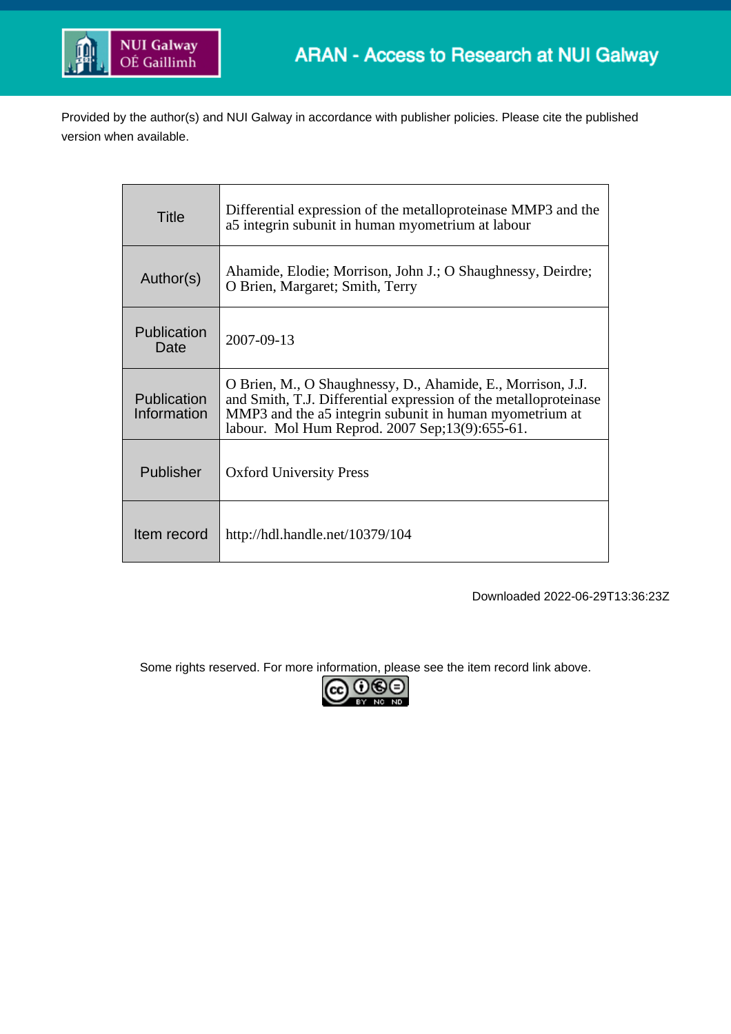ARAN - Access to Research at NUI Galway

Provided by the author(s) and NUI Galway in accordance with publisher policies. Please cite the published version when available.

| | |
|---|---|
| Title | Differential expression of the metalloproteinase MMP3 and the a5 integrin subunit in human myometrium at labour |
| Author(s) | Ahamide, Elodie; Morrison, John J.; O Shaughnessy, Deirdre; O Brien, Margaret; Smith, Terry |
| Publication Date | 2007-09-13 |
| Publication Information | O Brien, M., O Shaughnessy, D., Ahamide, E., Morrison, J.J. and Smith, T.J. Differential expression of the metalloproteinase MMP3 and the a5 integrin subunit in human myometrium at labour. Mol Hum Reprod. 2007 Sep;13(9):655-61. |
| Publisher | Oxford University Press |
| Item record | http://hdl.handle.net/10379/104 |

Downloaded 2022-06-29T13:36:23Z

Some rights reserved. For more information, please see the item record link above.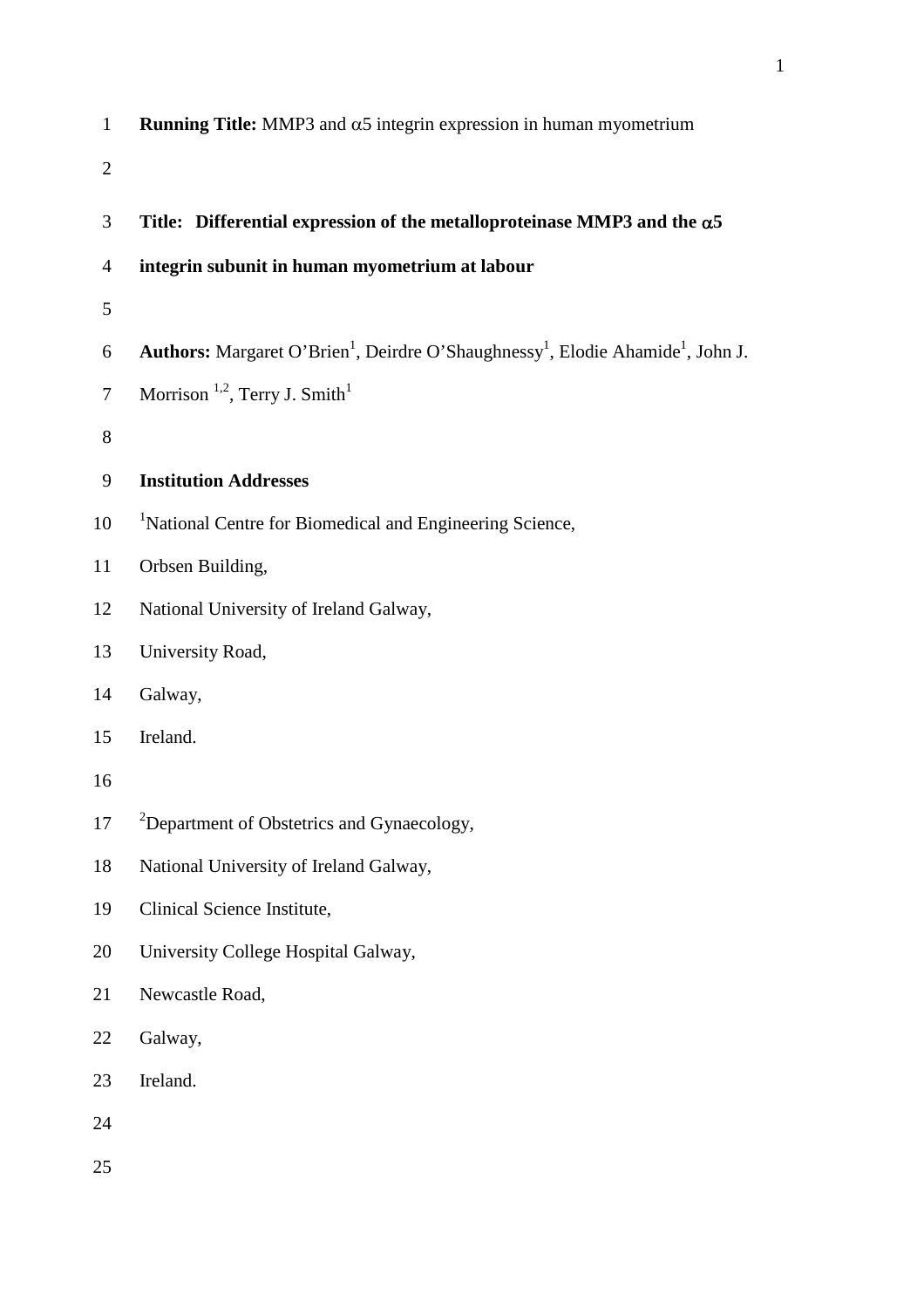**Running Title:** MMP3 and α5 integrin expression in human myometrium

**Title: Differential expression of the metalloproteinase MMP3 and the α5 integrin subunit in human myometrium at labour**

**Authors:** Margaret O'Brien[1], Deirdre O'Shaughnessy[1], Elodie Ahamide[1], John J. Morrison[1,2], Terry J. Smith[1]

**Institution Addresses**

[1]National Centre for Biomedical and Engineering Science,
Orbsen Building,
National University of Ireland Galway,
University Road,
Galway,
Ireland.

[2]Department of Obstetrics and Gynaecology,
National University of Ireland Galway,
Clinical Science Institute,
University College Hospital Galway,
Newcastle Road,
Galway,
Ireland.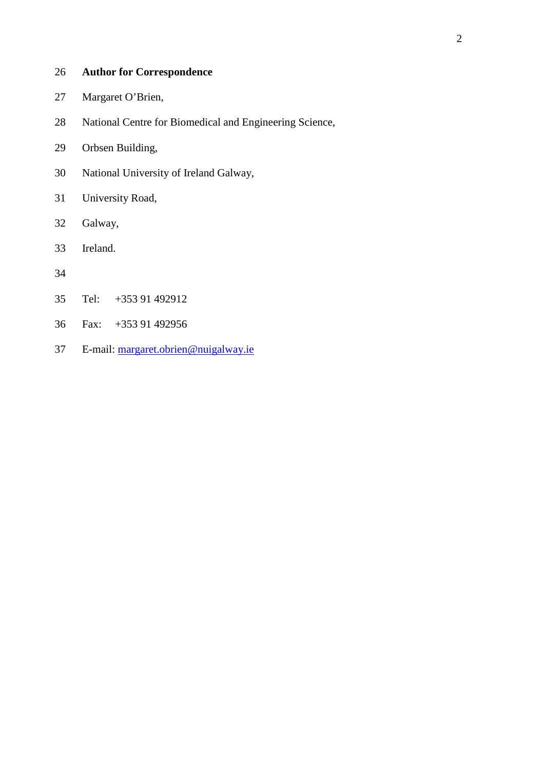**Author for Correspondence**

Margaret O'Brien,

National Centre for Biomedical and Engineering Science,

Orbsen Building,

National University of Ireland Galway,

University Road,

Galway,

Ireland.

Tel: +353 91 492912

Fax: +353 91 492956

E-mail: margaret.obrien@nuigalway.ie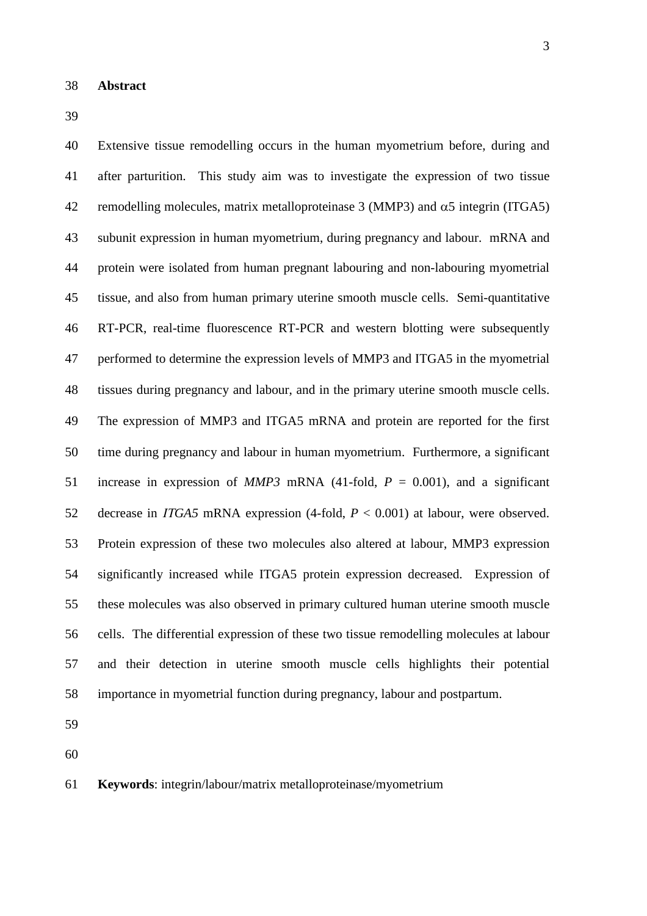## Abstract

Extensive tissue remodelling occurs in the human myometrium before, during and after parturition. This study aim was to investigate the expression of two tissue remodelling molecules, matrix metalloproteinase 3 (MMP3) and $\alpha$5 integrin (ITGA5) subunit expression in human myometrium, during pregnancy and labour. mRNA and protein were isolated from human pregnant labouring and non-labouring myometrial tissue, and also from human primary uterine smooth muscle cells. Semi-quantitative RT-PCR, real-time fluorescence RT-PCR and western blotting were subsequently performed to determine the expression levels of MMP3 and ITGA5 in the myometrial tissues during pregnancy and labour, and in the primary uterine smooth muscle cells. The expression of MMP3 and ITGA5 mRNA and protein are reported for the first time during pregnancy and labour in human myometrium. Furthermore, a significant increase in expression of *MMP3* mRNA (41-fold, $P = 0.001$), and a significant decrease in *ITGA5* mRNA expression (4-fold, $P < 0.001$) at labour, were observed. Protein expression of these two molecules also altered at labour, MMP3 expression significantly increased while ITGA5 protein expression decreased. Expression of these molecules was also observed in primary cultured human uterine smooth muscle cells. The differential expression of these two tissue remodelling molecules at labour and their detection in uterine smooth muscle cells highlights their potential importance in myometrial function during pregnancy, labour and postpartum.

**Keywords**: integrin/labour/matrix metalloproteinase/myometrium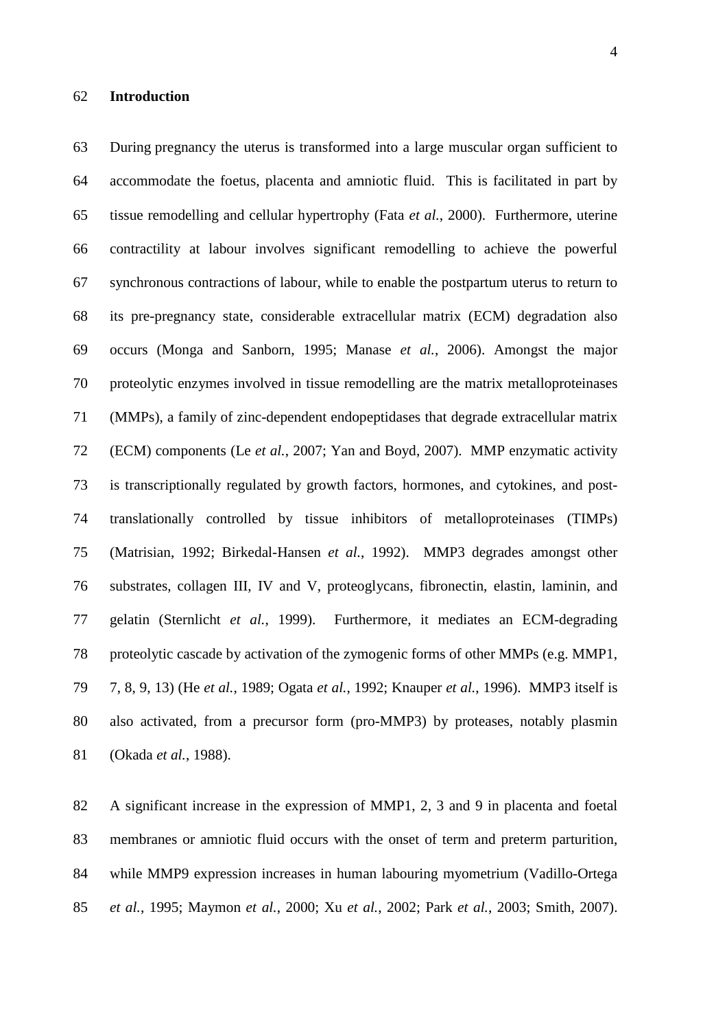## Introduction

During pregnancy the uterus is transformed into a large muscular organ sufficient to accommodate the foetus, placenta and amniotic fluid. This is facilitated in part by tissue remodelling and cellular hypertrophy (Fata *et al.*, 2000). Furthermore, uterine contractility at labour involves significant remodelling to achieve the powerful synchronous contractions of labour, while to enable the postpartum uterus to return to its pre-pregnancy state, considerable extracellular matrix (ECM) degradation also occurs (Monga and Sanborn, 1995; Manase *et al.*, 2006). Amongst the major proteolytic enzymes involved in tissue remodelling are the matrix metalloproteinases (MMPs), a family of zinc-dependent endopeptidases that degrade extracellular matrix (ECM) components (Le *et al.*, 2007; Yan and Boyd, 2007). MMP enzymatic activity is transcriptionally regulated by growth factors, hormones, and cytokines, and post-translationally controlled by tissue inhibitors of metalloproteinases (TIMPs) (Matrisian, 1992; Birkedal-Hansen *et al.*, 1992). MMP3 degrades amongst other substrates, collagen III, IV and V, proteoglycans, fibronectin, elastin, laminin, and gelatin (Sternlicht *et al.*, 1999). Furthermore, it mediates an ECM-degrading proteolytic cascade by activation of the zymogenic forms of other MMPs (e.g. MMP1, 7, 8, 9, 13) (He *et al.*, 1989; Ogata *et al.*, 1992; Knauper *et al.*, 1996). MMP3 itself is also activated, from a precursor form (pro-MMP3) by proteases, notably plasmin (Okada *et al.*, 1988).

A significant increase in the expression of MMP1, 2, 3 and 9 in placenta and foetal membranes or amniotic fluid occurs with the onset of term and preterm parturition, while MMP9 expression increases in human labouring myometrium (Vadillo-Ortega *et al.*, 1995; Maymon *et al.*, 2000; Xu *et al.*, 2002; Park *et al.*, 2003; Smith, 2007).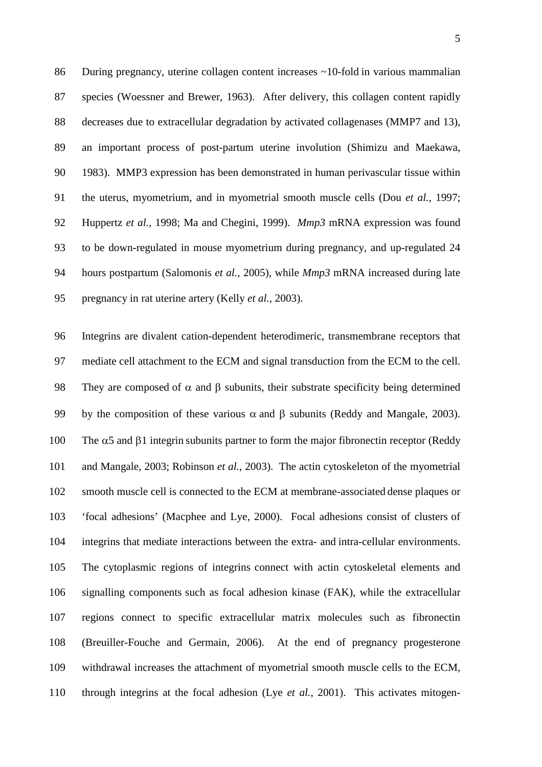During pregnancy, uterine collagen content increases ~10-fold in various mammalian species (Woessner and Brewer, 1963). After delivery, this collagen content rapidly decreases due to extracellular degradation by activated collagenases (MMP7 and 13), an important process of post-partum uterine involution (Shimizu and Maekawa, 1983). MMP3 expression has been demonstrated in human perivascular tissue within the uterus, myometrium, and in myometrial smooth muscle cells (Dou *et al.*, 1997; Huppertz *et al.*, 1998; Ma and Chegini, 1999). *Mmp3* mRNA expression was found to be down-regulated in mouse myometrium during pregnancy, and up-regulated 24 hours postpartum (Salomonis *et al.*, 2005), while *Mmp3* mRNA increased during late pregnancy in rat uterine artery (Kelly *et al.*, 2003).

Integrins are divalent cation-dependent heterodimeric, transmembrane receptors that mediate cell attachment to the ECM and signal transduction from the ECM to the cell. They are composed of $\alpha$ and $\beta$ subunits, their substrate specificity being determined by the composition of these various $\alpha$ and $\beta$ subunits (Reddy and Mangale, 2003). The $\alpha$5 and $\beta$1 integrin subunits partner to form the major fibronectin receptor (Reddy and Mangale, 2003; Robinson *et al.*, 2003). The actin cytoskeleton of the myometrial smooth muscle cell is connected to the ECM at membrane-associated dense plaques or 'focal adhesions' (Macphee and Lye, 2000). Focal adhesions consist of clusters of integrins that mediate interactions between the extra- and intra-cellular environments. The cytoplasmic regions of integrins connect with actin cytoskeletal elements and signalling components such as focal adhesion kinase (FAK), while the extracellular regions connect to specific extracellular matrix molecules such as fibronectin (Breuiller-Fouche and Germain, 2006). At the end of pregnancy progesterone withdrawal increases the attachment of myometrial smooth muscle cells to the ECM, through integrins at the focal adhesion (Lye *et al.*, 2001). This activates mitogen-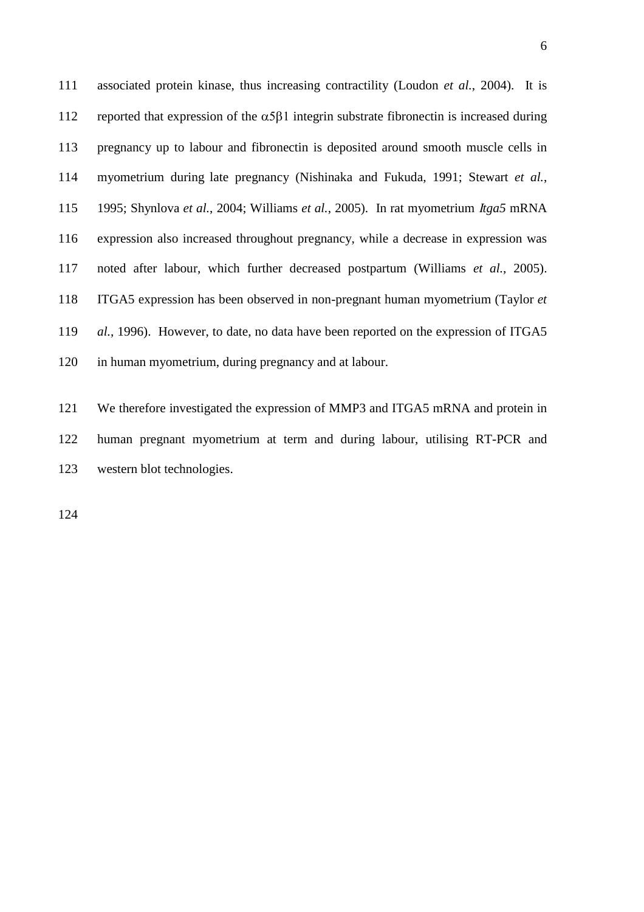associated protein kinase, thus increasing contractility (Loudon *et al.*, 2004). It is reported that expression of the $\alpha5\beta1$ integrin substrate fibronectin is increased during pregnancy up to labour and fibronectin is deposited around smooth muscle cells in myometrium during late pregnancy (Nishinaka and Fukuda, 1991; Stewart *et al.*, 1995; Shynlova *et al.*, 2004; Williams *et al.*, 2005). In rat myometrium *Itga5* mRNA expression also increased throughout pregnancy, while a decrease in expression was noted after labour, which further decreased postpartum (Williams *et al.*, 2005). ITGA5 expression has been observed in non-pregnant human myometrium (Taylor *et al.*, 1996). However, to date, no data have been reported on the expression of ITGA5 in human myometrium, during pregnancy and at labour.

We therefore investigated the expression of MMP3 and ITGA5 mRNA and protein in human pregnant myometrium at term and during labour, utilising RT-PCR and western blot technologies.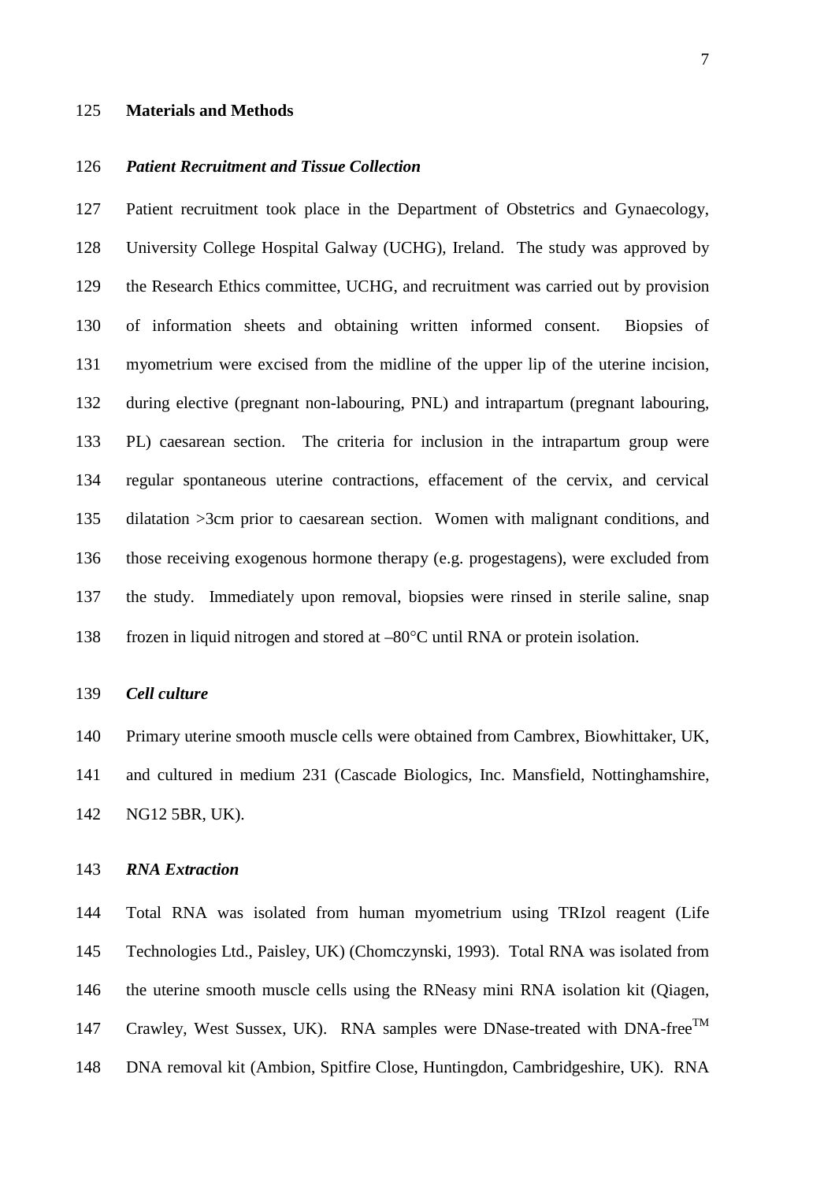## Materials and Methods

### *Patient Recruitment and Tissue Collection*

Patient recruitment took place in the Department of Obstetrics and Gynaecology, University College Hospital Galway (UCHG), Ireland. The study was approved by the Research Ethics committee, UCHG, and recruitment was carried out by provision of information sheets and obtaining written informed consent. Biopsies of myometrium were excised from the midline of the upper lip of the uterine incision, during elective (pregnant non-labouring, PNL) and intrapartum (pregnant labouring, PL) caesarean section. The criteria for inclusion in the intrapartum group were regular spontaneous uterine contractions, effacement of the cervix, and cervical dilatation >3cm prior to caesarean section. Women with malignant conditions, and those receiving exogenous hormone therapy (e.g. progestagens), were excluded from the study. Immediately upon removal, biopsies were rinsed in sterile saline, snap frozen in liquid nitrogen and stored at –80°C until RNA or protein isolation.

### *Cell culture*

Primary uterine smooth muscle cells were obtained from Cambrex, Biowhittaker, UK, and cultured in medium 231 (Cascade Biologics, Inc. Mansfield, Nottinghamshire, NG12 5BR, UK).

### *RNA Extraction*

Total RNA was isolated from human myometrium using TRIzol reagent (Life Technologies Ltd., Paisley, UK) (Chomczynski, 1993). Total RNA was isolated from the uterine smooth muscle cells using the RNeasy mini RNA isolation kit (Qiagen, Crawley, West Sussex, UK). RNA samples were DNase-treated with DNA-free™ DNA removal kit (Ambion, Spitfire Close, Huntingdon, Cambridgeshire, UK). RNA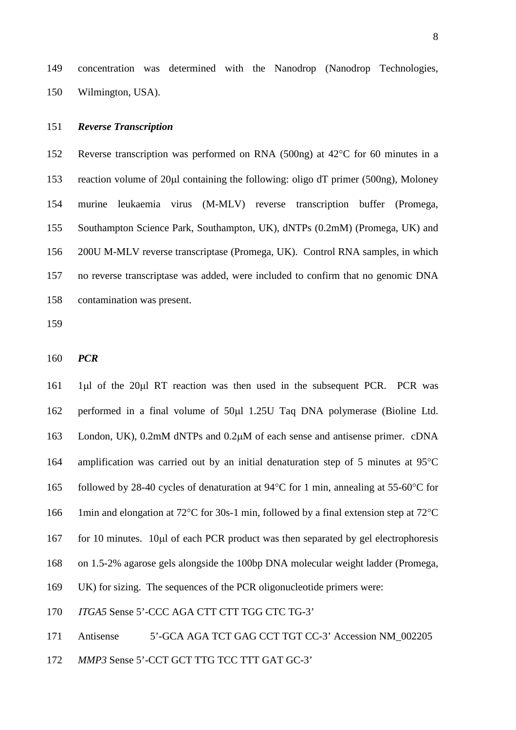concentration was determined with the Nanodrop (Nanodrop Technologies, Wilmington, USA).

***Reverse Transcription***

Reverse transcription was performed on RNA (500ng) at 42°C for 60 minutes in a reaction volume of 20μl containing the following: oligo dT primer (500ng), Moloney murine leukaemia virus (M-MLV) reverse transcription buffer (Promega, Southampton Science Park, Southampton, UK), dNTPs (0.2mM) (Promega, UK) and 200U M-MLV reverse transcriptase (Promega, UK). Control RNA samples, in which no reverse transcriptase was added, were included to confirm that no genomic DNA contamination was present.

***PCR***

1μl of the 20μl RT reaction was then used in the subsequent PCR. PCR was performed in a final volume of 50μl 1.25U Taq DNA polymerase (Bioline Ltd. London, UK), 0.2mM dNTPs and 0.2μM of each sense and antisense primer. cDNA amplification was carried out by an initial denaturation step of 5 minutes at 95°C followed by 28-40 cycles of denaturation at 94°C for 1 min, annealing at 55-60°C for 1min and elongation at 72°C for 30s-1 min, followed by a final extension step at 72°C for 10 minutes. 10μl of each PCR product was then separated by gel electrophoresis on 1.5-2% agarose gels alongside the 100bp DNA molecular weight ladder (Promega, UK) for sizing. The sequences of the PCR oligonucleotide primers were:

*ITGA5* Sense 5'-CCC AGA CTT CTT TGG CTC TG-3'

Antisense 5'-GCA AGA TCT GAG CCT TGT CC-3' Accession NM_002205

*MMP3* Sense 5'-CCT GCT TTG TCC TTT GAT GC-3'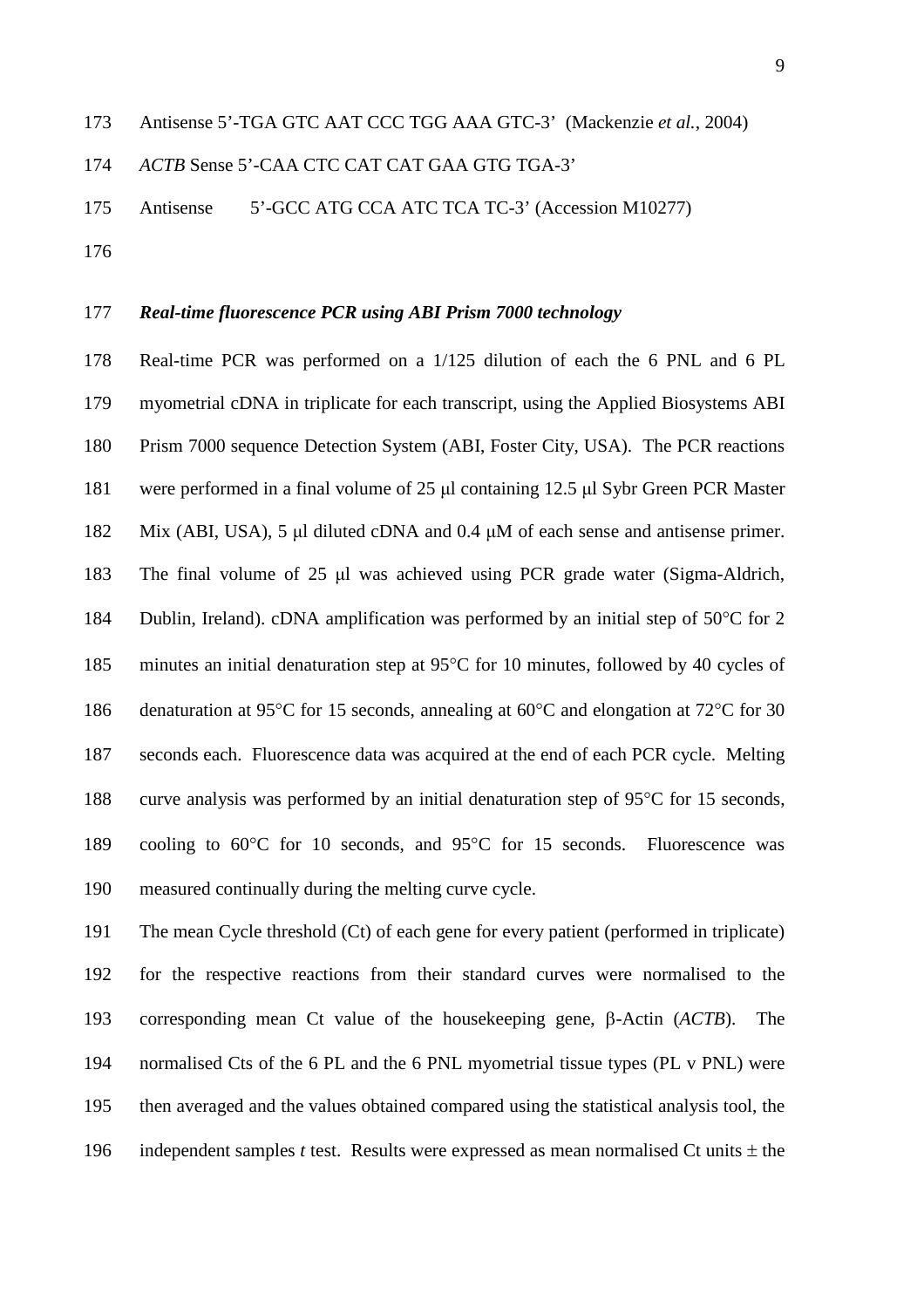Antisense 5'-TGA GTC AAT CCC TGG AAA GTC-3' (Mackenzie *et al.*, 2004)

*ACTB* Sense 5'-CAA CTC CAT CAT GAA GTG TGA-3'

Antisense 5'-GCC ATG CCA ATC TCA TC-3' (Accession M10277)

***Real-time fluorescence PCR using ABI Prism 7000 technology***

Real-time PCR was performed on a 1/125 dilution of each the 6 PNL and 6 PL myometrial cDNA in triplicate for each transcript, using the Applied Biosystems ABI Prism 7000 sequence Detection System (ABI, Foster City, USA). The PCR reactions were performed in a final volume of 25 μl containing 12.5 μl Sybr Green PCR Master Mix (ABI, USA), 5 μl diluted cDNA and 0.4 μM of each sense and antisense primer. The final volume of 25 μl was achieved using PCR grade water (Sigma-Aldrich, Dublin, Ireland). cDNA amplification was performed by an initial step of 50°C for 2 minutes an initial denaturation step at 95°C for 10 minutes, followed by 40 cycles of denaturation at 95°C for 15 seconds, annealing at 60°C and elongation at 72°C for 30 seconds each. Fluorescence data was acquired at the end of each PCR cycle. Melting curve analysis was performed by an initial denaturation step of 95°C for 15 seconds, cooling to 60°C for 10 seconds, and 95°C for 15 seconds. Fluorescence was measured continually during the melting curve cycle.

The mean Cycle threshold (Ct) of each gene for every patient (performed in triplicate) for the respective reactions from their standard curves were normalised to the corresponding mean Ct value of the housekeeping gene, β-Actin (*ACTB*). The normalised Cts of the 6 PL and the 6 PNL myometrial tissue types (PL v PNL) were then averaged and the values obtained compared using the statistical analysis tool, the independent samples *t* test. Results were expressed as mean normalised Ct units ± the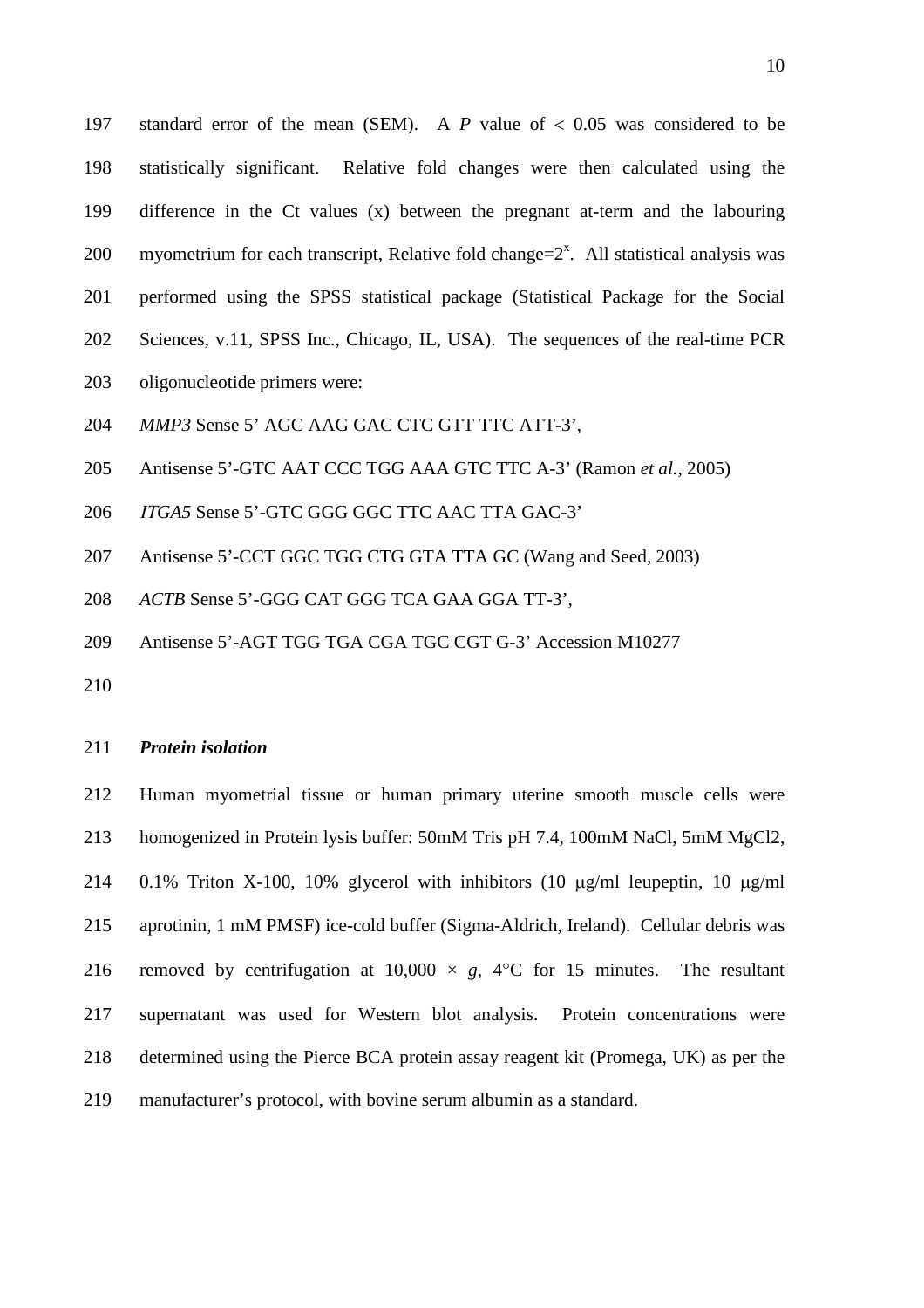standard error of the mean (SEM). A *P* value of < 0.05 was considered to be statistically significant. Relative fold changes were then calculated using the difference in the Ct values (x) between the pregnant at-term and the labouring myometrium for each transcript, Relative fold change=$2^x$. All statistical analysis was performed using the SPSS statistical package (Statistical Package for the Social Sciences, v.11, SPSS Inc., Chicago, IL, USA). The sequences of the real-time PCR oligonucleotide primers were:

*MMP3* Sense 5' AGC AAG GAC CTC GTT TTC ATT-3',

Antisense 5'-GTC AAT CCC TGG AAA GTC TTC A-3' (Ramon *et al.*, 2005)

*ITGA5* Sense 5'-GTC GGG GGC TTC AAC TTA GAC-3'

Antisense 5'-CCT GGC TGG CTG GTA TTA GC (Wang and Seed, 2003)

*ACTB* Sense 5'-GGG CAT GGG TCA GAA GGA TT-3',

Antisense 5'-AGT TGG TGA CGA TGC CGT G-3' Accession M10277

***Protein isolation***

Human myometrial tissue or human primary uterine smooth muscle cells were homogenized in Protein lysis buffer: 50mM Tris pH 7.4, 100mM NaCl, 5mM $MgCl_2$, 0.1% Triton X-100, 10% glycerol with inhibitors (10 μg/ml leupeptin, 10 μg/ml aprotinin, 1 mM PMSF) ice-cold buffer (Sigma-Aldrich, Ireland). Cellular debris was removed by centrifugation at 10,000 × *g*, 4°C for 15 minutes. The resultant supernatant was used for Western blot analysis. Protein concentrations were determined using the Pierce BCA protein assay reagent kit (Promega, UK) as per the manufacturer's protocol, with bovine serum albumin as a standard.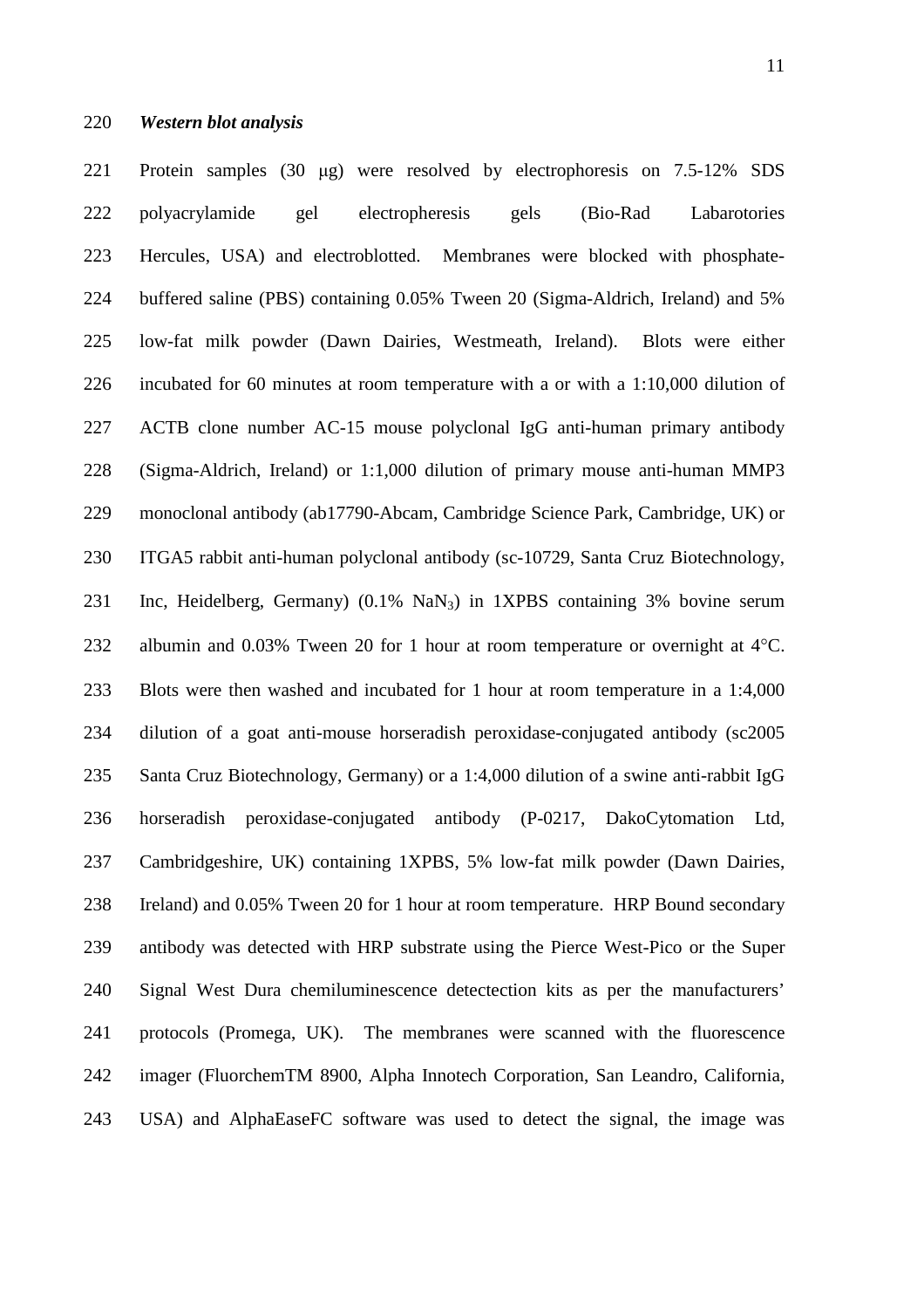*Western blot analysis*

Protein samples (30 μg) were resolved by electrophoresis on 7.5-12% SDS polyacrylamide gel electropheresis gels (Bio-Rad Labarotories Hercules, USA) and electroblotted. Membranes were blocked with phosphate-buffered saline (PBS) containing 0.05% Tween 20 (Sigma-Aldrich, Ireland) and 5% low-fat milk powder (Dawn Dairies, Westmeath, Ireland). Blots were either incubated for 60 minutes at room temperature with a or with a 1:10,000 dilution of ACTB clone number AC-15 mouse polyclonal IgG anti-human primary antibody (Sigma-Aldrich, Ireland) or 1:1,000 dilution of primary mouse anti-human MMP3 monoclonal antibody (ab17790-Abcam, Cambridge Science Park, Cambridge, UK) or ITGA5 rabbit anti-human polyclonal antibody (sc-10729, Santa Cruz Biotechnology, Inc, Heidelberg, Germany) (0.1% $NaN_3$) in 1XPBS containing 3% bovine serum albumin and 0.03% Tween 20 for 1 hour at room temperature or overnight at 4°C. Blots were then washed and incubated for 1 hour at room temperature in a 1:4,000 dilution of a goat anti-mouse horseradish peroxidase-conjugated antibody (sc2005 Santa Cruz Biotechnology, Germany) or a 1:4,000 dilution of a swine anti-rabbit IgG horseradish peroxidase-conjugated antibody (P-0217, DakoCytomation Ltd, Cambridgeshire, UK) containing 1XPBS, 5% low-fat milk powder (Dawn Dairies, Ireland) and 0.05% Tween 20 for 1 hour at room temperature. HRP Bound secondary antibody was detected with HRP substrate using the Pierce West-Pico or the Super Signal West Dura chemiluminescence detectection kits as per the manufacturers' protocols (Promega, UK). The membranes were scanned with the fluorescence imager (FluorchemTM 8900, Alpha Innotech Corporation, San Leandro, California, USA) and AlphaEaseFC software was used to detect the signal, the image was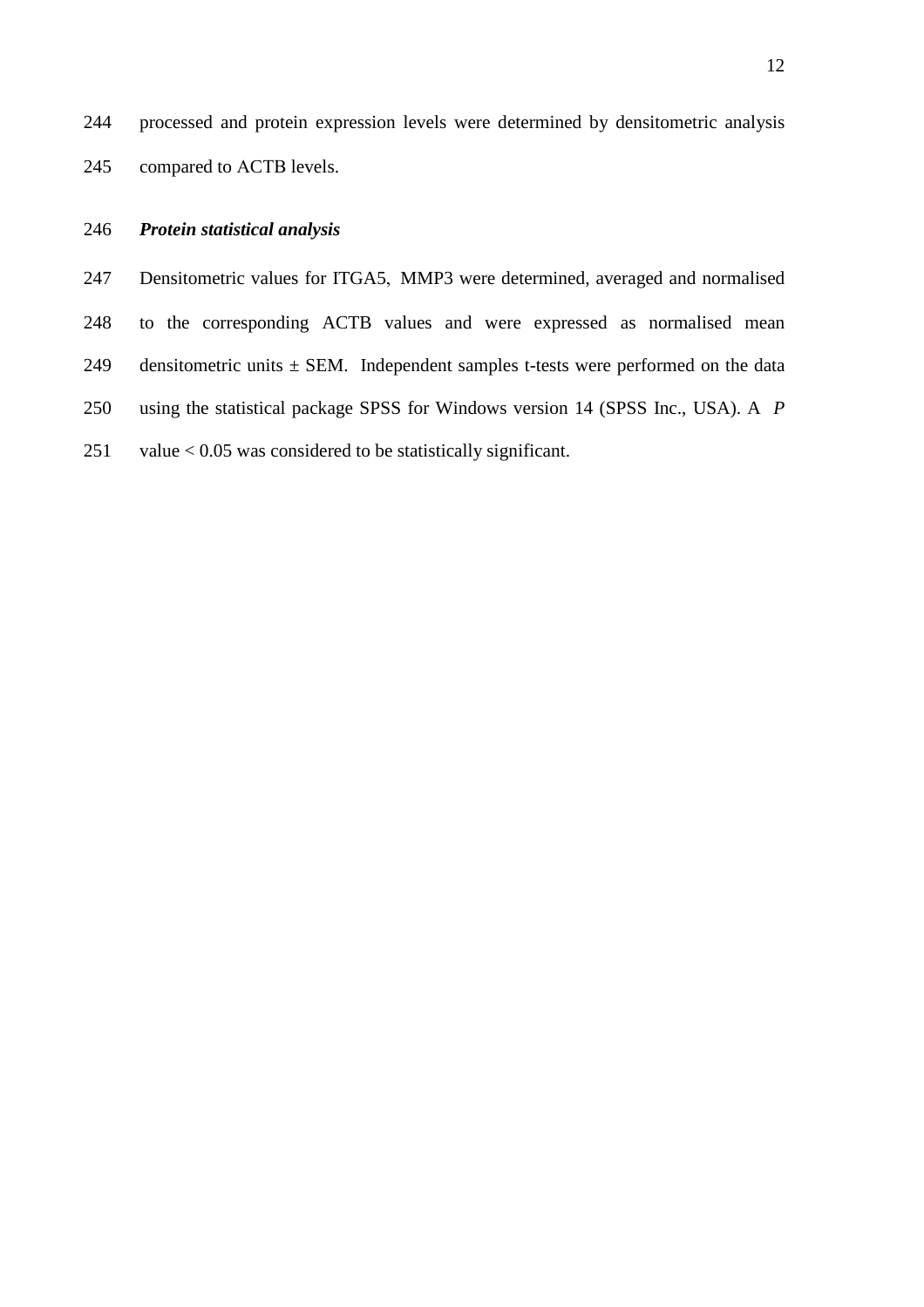processed and protein expression levels were determined by densitometric analysis compared to ACTB levels.

### *Protein statistical analysis*

Densitometric values for ITGA5, MMP3 were determined, averaged and normalised to the corresponding ACTB values and were expressed as normalised mean densitometric units ± SEM. Independent samples t-tests were performed on the data using the statistical package SPSS for Windows version 14 (SPSS Inc., USA). A $P$ value < 0.05 was considered to be statistically significant.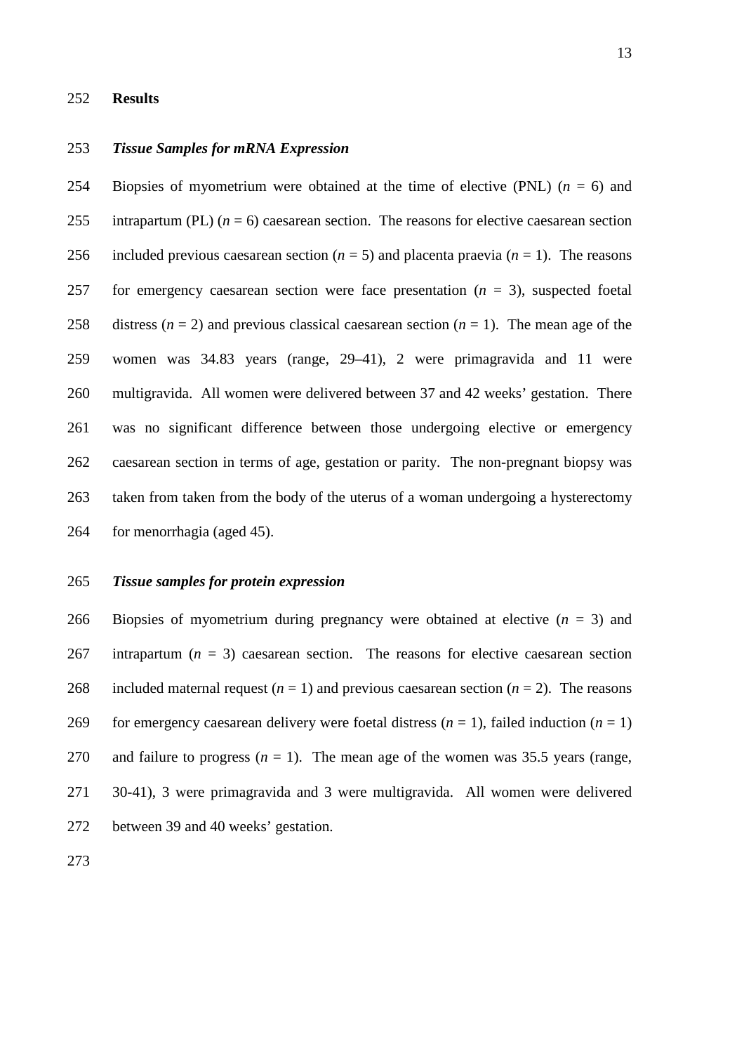## Results

### *Tissue Samples for mRNA Expression*

Biopsies of myometrium were obtained at the time of elective (PNL) (*n* = 6) and intrapartum (PL) (*n* = 6) caesarean section. The reasons for elective caesarean section included previous caesarean section (*n* = 5) and placenta praevia (*n* = 1). The reasons for emergency caesarean section were face presentation (*n* = 3), suspected foetal distress (*n* = 2) and previous classical caesarean section (*n* = 1). The mean age of the women was 34.83 years (range, 29–41), 2 were primagravida and 11 were multigravida. All women were delivered between 37 and 42 weeks' gestation. There was no significant difference between those undergoing elective or emergency caesarean section in terms of age, gestation or parity. The non-pregnant biopsy was taken from taken from the body of the uterus of a woman undergoing a hysterectomy for menorrhagia (aged 45).

### *Tissue samples for protein expression*

Biopsies of myometrium during pregnancy were obtained at elective (*n* = 3) and intrapartum (*n* = 3) caesarean section. The reasons for elective caesarean section included maternal request (*n* = 1) and previous caesarean section (*n* = 2). The reasons for emergency caesarean delivery were foetal distress (*n* = 1), failed induction (*n* = 1) and failure to progress (*n* = 1). The mean age of the women was 35.5 years (range, 30-41), 3 were primagravida and 3 were multigravida. All women were delivered between 39 and 40 weeks' gestation.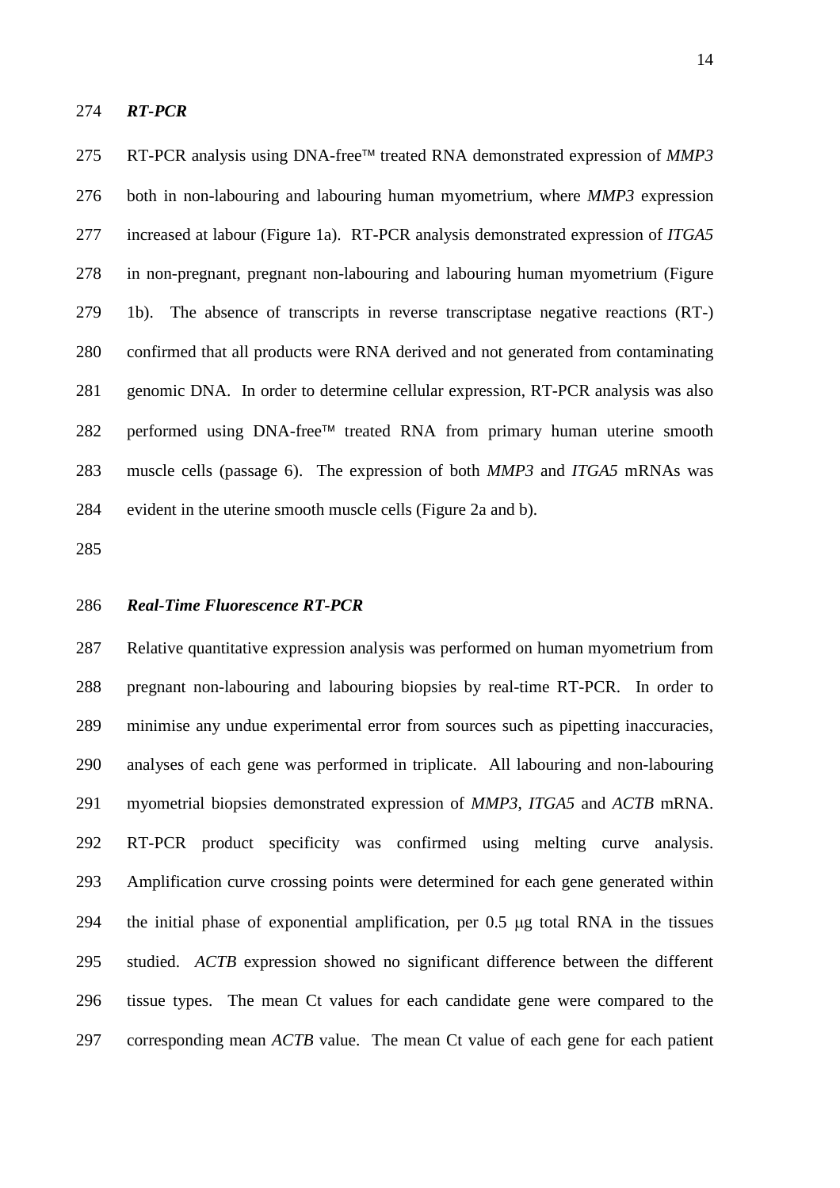### *RT-PCR*

RT-PCR analysis using DNA-free™ treated RNA demonstrated expression of *MMP3* both in non-labouring and labouring human myometrium, where *MMP3* expression increased at labour (Figure 1a). RT-PCR analysis demonstrated expression of *ITGA5* in non-pregnant, pregnant non-labouring and labouring human myometrium (Figure 1b). The absence of transcripts in reverse transcriptase negative reactions (RT-) confirmed that all products were RNA derived and not generated from contaminating genomic DNA. In order to determine cellular expression, RT-PCR analysis was also performed using DNA-free™ treated RNA from primary human uterine smooth muscle cells (passage 6). The expression of both *MMP3* and *ITGA5* mRNAs was evident in the uterine smooth muscle cells (Figure 2a and b).

### *Real-Time Fluorescence RT-PCR*

Relative quantitative expression analysis was performed on human myometrium from pregnant non-labouring and labouring biopsies by real-time RT-PCR. In order to minimise any undue experimental error from sources such as pipetting inaccuracies, analyses of each gene was performed in triplicate. All labouring and non-labouring myometrial biopsies demonstrated expression of *MMP3*, *ITGA5* and *ACTB* mRNA. RT-PCR product specificity was confirmed using melting curve analysis. Amplification curve crossing points were determined for each gene generated within the initial phase of exponential amplification, per 0.5 μg total RNA in the tissues studied. *ACTB* expression showed no significant difference between the different tissue types. The mean Ct values for each candidate gene were compared to the corresponding mean *ACTB* value. The mean Ct value of each gene for each patient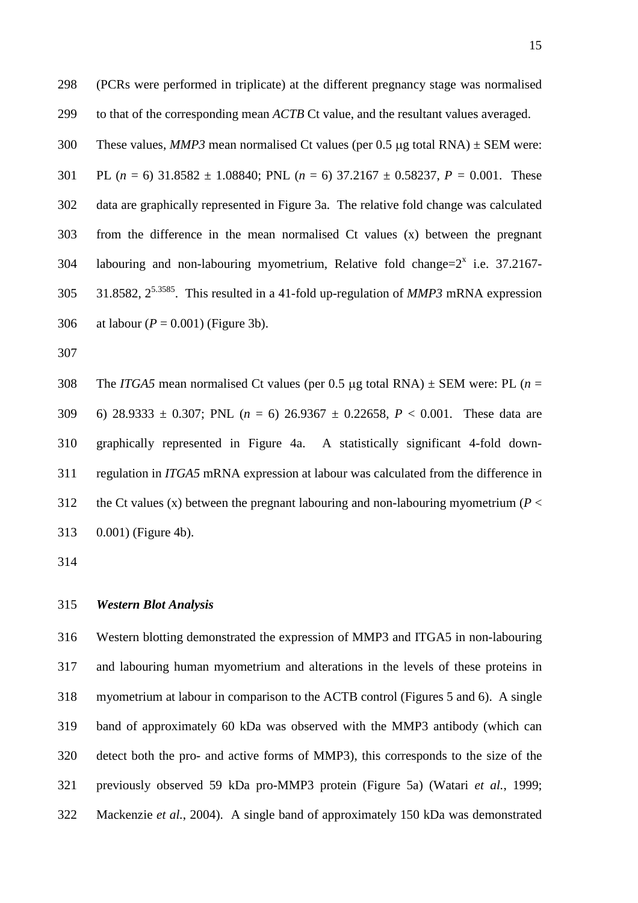(PCRs were performed in triplicate) at the different pregnancy stage was normalised to that of the corresponding mean *ACTB* Ct value, and the resultant values averaged. These values, *MMP3* mean normalised Ct values (per 0.5 μg total RNA) ± SEM were: PL ($n$ = 6) 31.8582 ± 1.08840; PNL ($n$ = 6) 37.2167 ± 0.58237, $P$ = 0.001. These data are graphically represented in Figure 3a. The relative fold change was calculated from the difference in the mean normalised Ct values (x) between the pregnant labouring and non-labouring myometrium, Relative fold change=$2^{x}$ i.e. 37.2167-31.8582, $2^{5.3585}$. This resulted in a 41-fold up-regulation of *MMP3* mRNA expression at labour ($P$ = 0.001) (Figure 3b).

The *ITGA5* mean normalised Ct values (per 0.5 μg total RNA) ± SEM were: PL ($n$ = 6) 28.9333 ± 0.307; PNL ($n$ = 6) 26.9367 ± 0.22658, $P$ < 0.001. These data are graphically represented in Figure 4a. A statistically significant 4-fold down-regulation in *ITGA5* mRNA expression at labour was calculated from the difference in the Ct values (x) between the pregnant labouring and non-labouring myometrium ($P$ < 0.001) (Figure 4b).

***Western Blot Analysis***

Western blotting demonstrated the expression of MMP3 and ITGA5 in non-labouring and labouring human myometrium and alterations in the levels of these proteins in myometrium at labour in comparison to the ACTB control (Figures 5 and 6). A single band of approximately 60 kDa was observed with the MMP3 antibody (which can detect both the pro- and active forms of MMP3), this corresponds to the size of the previously observed 59 kDa pro-MMP3 protein (Figure 5a) (Watari *et al.*, 1999; Mackenzie *et al.*, 2004). A single band of approximately 150 kDa was demonstrated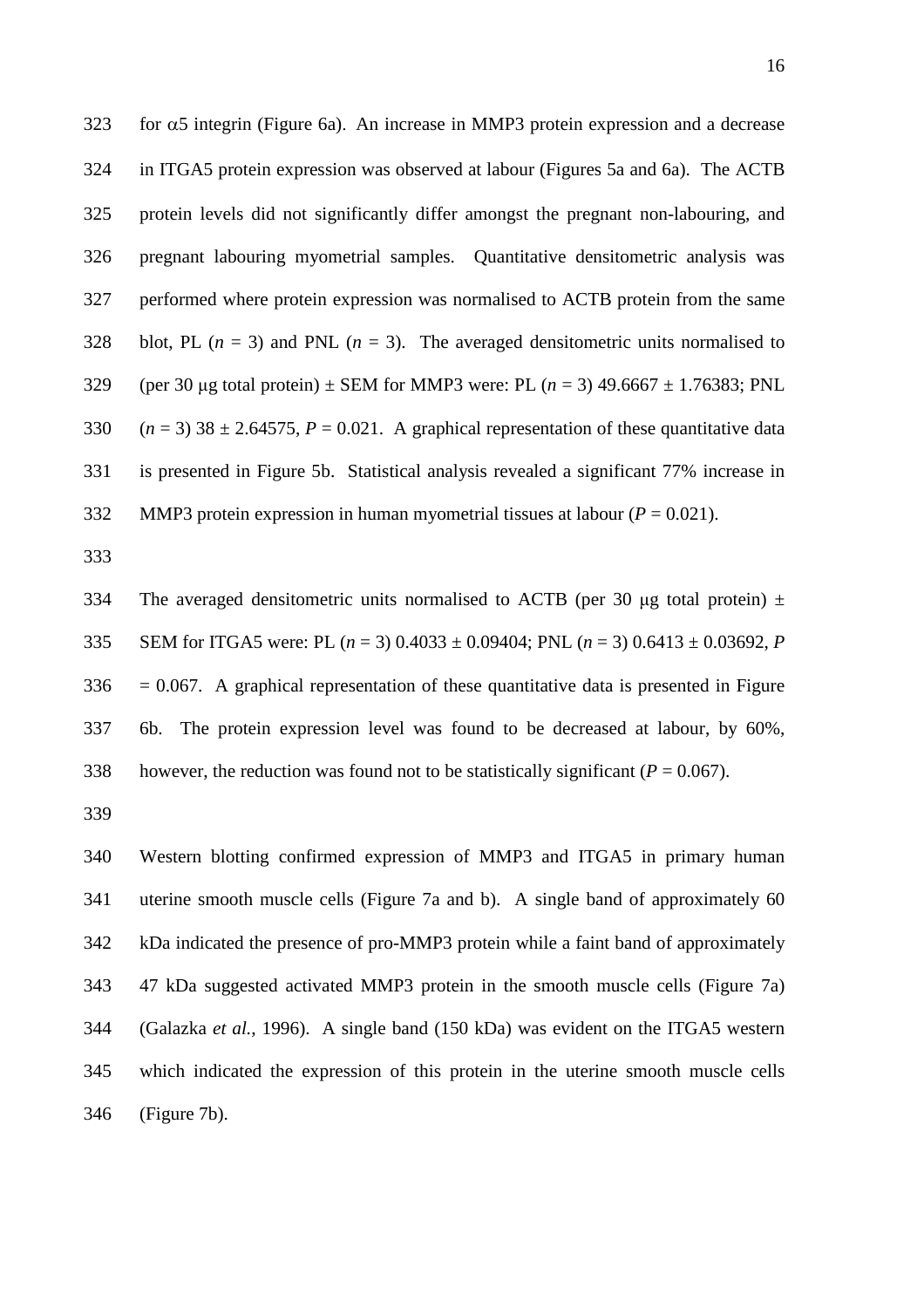for α5 integrin (Figure 6a). An increase in MMP3 protein expression and a decrease in ITGA5 protein expression was observed at labour (Figures 5a and 6a). The ACTB protein levels did not significantly differ amongst the pregnant non-labouring, and pregnant labouring myometrial samples. Quantitative densitometric analysis was performed where protein expression was normalised to ACTB protein from the same blot, PL ($n$ = 3) and PNL ($n$ = 3). The averaged densitometric units normalised to (per 30 μg total protein) ± SEM for MMP3 were: PL ($n$ = 3) 49.6667 ± 1.76383; PNL ($n$ = 3) 38 ± 2.64575, $P$ = 0.021. A graphical representation of these quantitative data is presented in Figure 5b. Statistical analysis revealed a significant 77% increase in MMP3 protein expression in human myometrial tissues at labour ($P$ = 0.021).

The averaged densitometric units normalised to ACTB (per 30 μg total protein) ± SEM for ITGA5 were: PL ($n$ = 3) 0.4033 ± 0.09404; PNL ($n$ = 3) 0.6413 ± 0.03692, $P$ = 0.067. A graphical representation of these quantitative data is presented in Figure 6b. The protein expression level was found to be decreased at labour, by 60%, however, the reduction was found not to be statistically significant ($P$ = 0.067).

Western blotting confirmed expression of MMP3 and ITGA5 in primary human uterine smooth muscle cells (Figure 7a and b). A single band of approximately 60 kDa indicated the presence of pro-MMP3 protein while a faint band of approximately 47 kDa suggested activated MMP3 protein in the smooth muscle cells (Figure 7a) (Galazka *et al.*, 1996). A single band (150 kDa) was evident on the ITGA5 western which indicated the expression of this protein in the uterine smooth muscle cells (Figure 7b).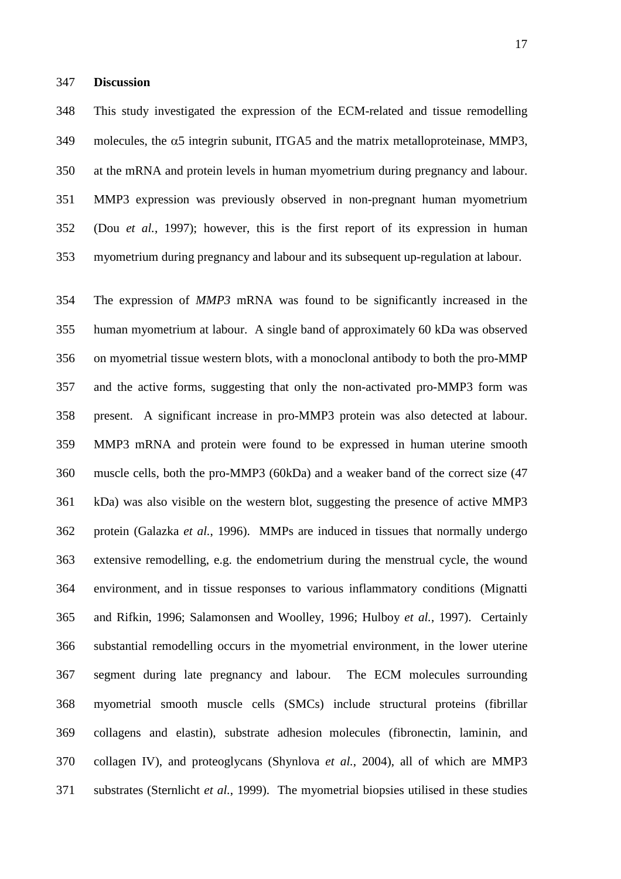## Discussion

This study investigated the expression of the ECM-related and tissue remodelling molecules, the $\alpha5$ integrin subunit, ITGA5 and the matrix metalloproteinase, MMP3, at the mRNA and protein levels in human myometrium during pregnancy and labour. MMP3 expression was previously observed in non-pregnant human myometrium (Dou *et al.*, 1997); however, this is the first report of its expression in human myometrium during pregnancy and labour and its subsequent up-regulation at labour.

The expression of *MMP3* mRNA was found to be significantly increased in the human myometrium at labour. A single band of approximately 60 kDa was observed on myometrial tissue western blots, with a monoclonal antibody to both the pro-MMP and the active forms, suggesting that only the non-activated pro-MMP3 form was present. A significant increase in pro-MMP3 protein was also detected at labour. MMP3 mRNA and protein were found to be expressed in human uterine smooth muscle cells, both the pro-MMP3 (60kDa) and a weaker band of the correct size (47 kDa) was also visible on the western blot, suggesting the presence of active MMP3 protein (Galazka *et al.*, 1996). MMPs are induced in tissues that normally undergo extensive remodelling, e.g. the endometrium during the menstrual cycle, the wound environment, and in tissue responses to various inflammatory conditions (Mignatti and Rifkin, 1996; Salamonsen and Woolley, 1996; Hulboy *et al.*, 1997). Certainly substantial remodelling occurs in the myometrial environment, in the lower uterine segment during late pregnancy and labour. The ECM molecules surrounding myometrial smooth muscle cells (SMCs) include structural proteins (fibrillar collagens and elastin), substrate adhesion molecules (fibronectin, laminin, and collagen IV), and proteoglycans (Shynlova *et al.*, 2004), all of which are MMP3 substrates (Sternlicht *et al.*, 1999). The myometrial biopsies utilised in these studies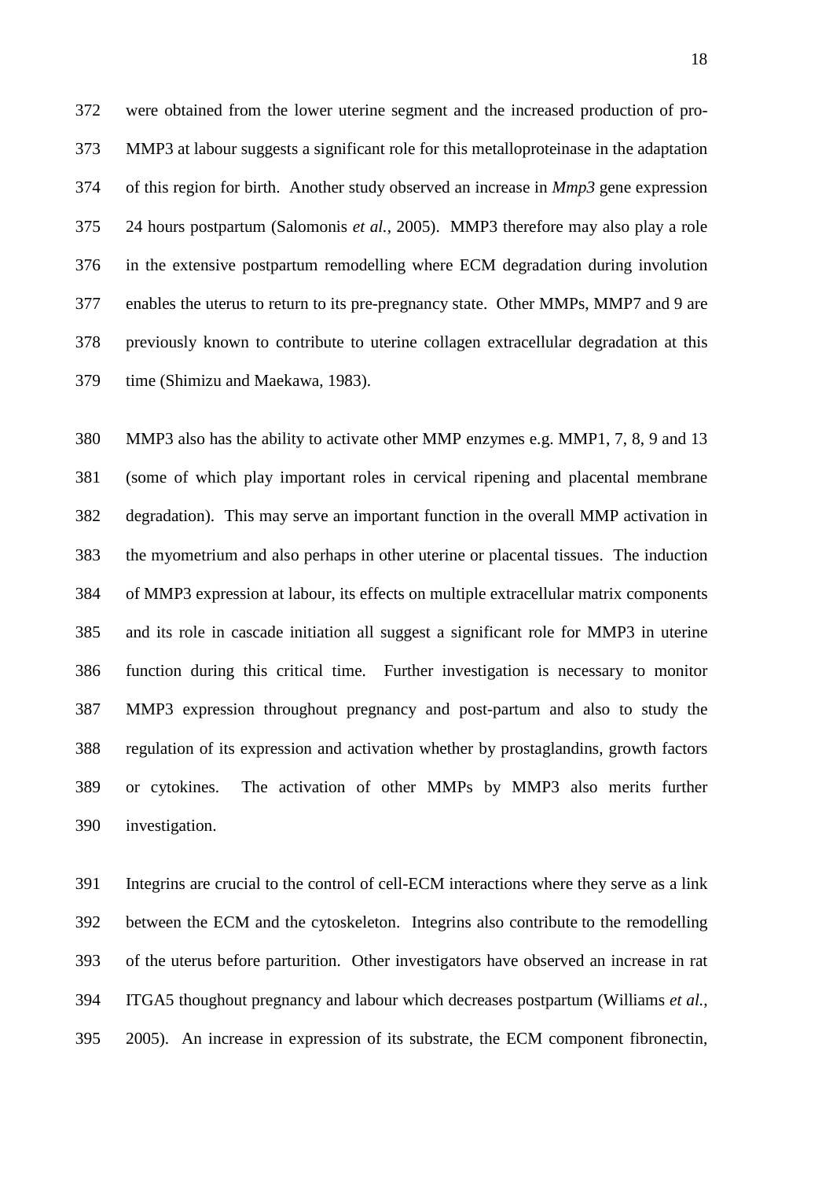were obtained from the lower uterine segment and the increased production of pro-MMP3 at labour suggests a significant role for this metalloproteinase in the adaptation of this region for birth. Another study observed an increase in *Mmp3* gene expression 24 hours postpartum (Salomonis *et al.*, 2005). MMP3 therefore may also play a role in the extensive postpartum remodelling where ECM degradation during involution enables the uterus to return to its pre-pregnancy state. Other MMPs, MMP7 and 9 are previously known to contribute to uterine collagen extracellular degradation at this time (Shimizu and Maekawa, 1983).

MMP3 also has the ability to activate other MMP enzymes e.g. MMP1, 7, 8, 9 and 13 (some of which play important roles in cervical ripening and placental membrane degradation). This may serve an important function in the overall MMP activation in the myometrium and also perhaps in other uterine or placental tissues. The induction of MMP3 expression at labour, its effects on multiple extracellular matrix components and its role in cascade initiation all suggest a significant role for MMP3 in uterine function during this critical time. Further investigation is necessary to monitor MMP3 expression throughout pregnancy and post-partum and also to study the regulation of its expression and activation whether by prostaglandins, growth factors or cytokines. The activation of other MMPs by MMP3 also merits further investigation.

Integrins are crucial to the control of cell-ECM interactions where they serve as a link between the ECM and the cytoskeleton. Integrins also contribute to the remodelling of the uterus before parturition. Other investigators have observed an increase in rat ITGA5 thoughout pregnancy and labour which decreases postpartum (Williams *et al.*, 2005). An increase in expression of its substrate, the ECM component fibronectin,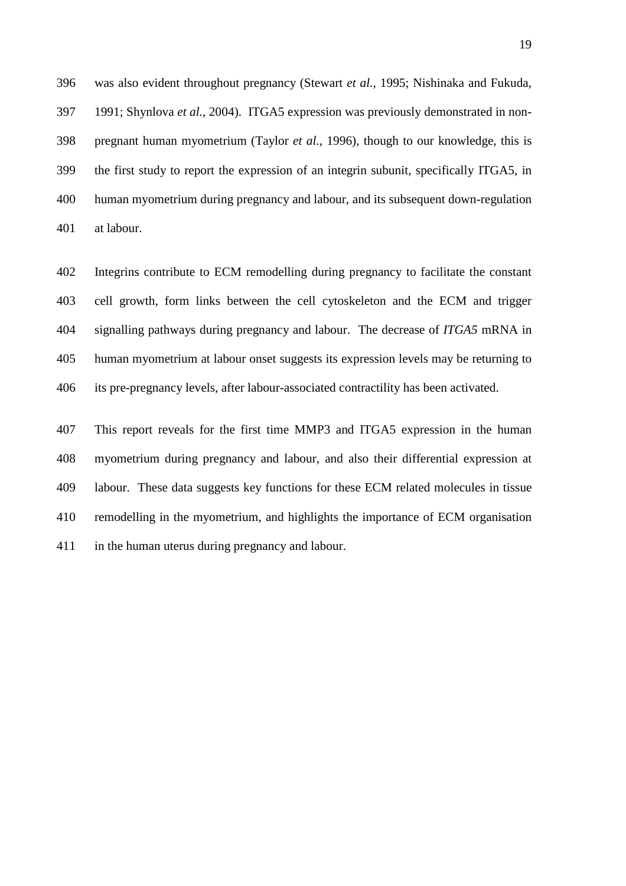was also evident throughout pregnancy (Stewart *et al.*, 1995; Nishinaka and Fukuda, 1991; Shynlova *et al.*, 2004). ITGA5 expression was previously demonstrated in non-pregnant human myometrium (Taylor *et al.*, 1996), though to our knowledge, this is the first study to report the expression of an integrin subunit, specifically ITGA5, in human myometrium during pregnancy and labour, and its subsequent down-regulation at labour.

Integrins contribute to ECM remodelling during pregnancy to facilitate the constant cell growth, form links between the cell cytoskeleton and the ECM and trigger signalling pathways during pregnancy and labour. The decrease of *ITGA5* mRNA in human myometrium at labour onset suggests its expression levels may be returning to its pre-pregnancy levels, after labour-associated contractility has been activated.

This report reveals for the first time MMP3 and ITGA5 expression in the human myometrium during pregnancy and labour, and also their differential expression at labour. These data suggests key functions for these ECM related molecules in tissue remodelling in the myometrium, and highlights the importance of ECM organisation in the human uterus during pregnancy and labour.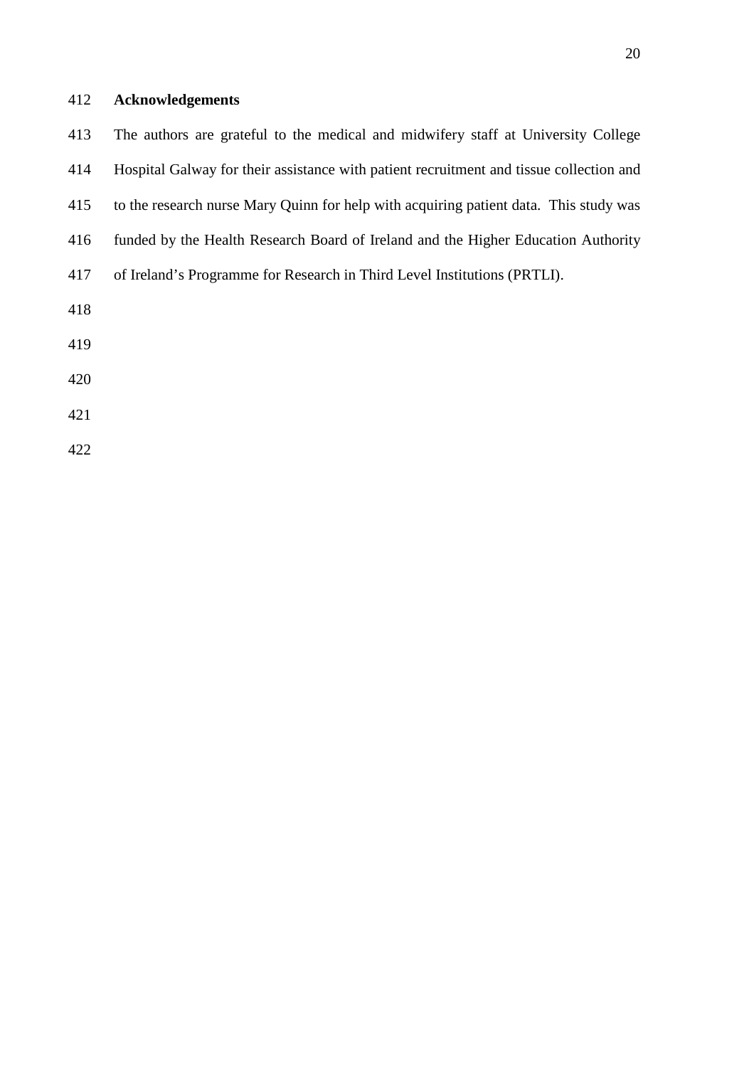## Acknowledgements

The authors are grateful to the medical and midwifery staff at University College Hospital Galway for their assistance with patient recruitment and tissue collection and to the research nurse Mary Quinn for help with acquiring patient data. This study was funded by the Health Research Board of Ireland and the Higher Education Authority of Ireland's Programme for Research in Third Level Institutions (PRTLI).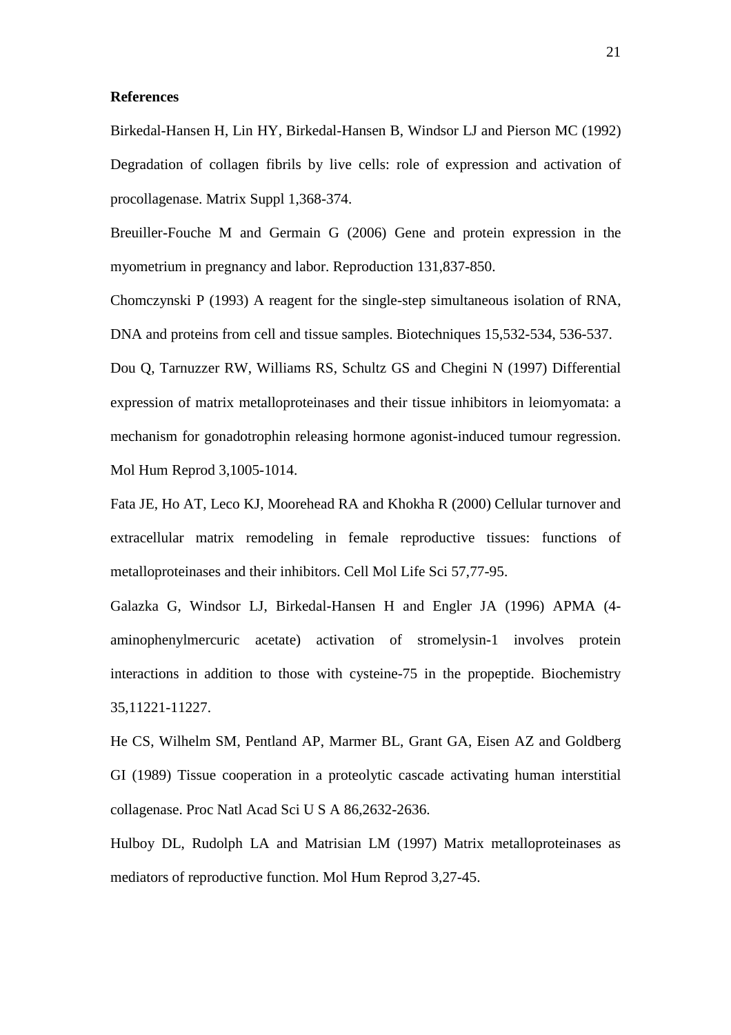**References**

Birkedal-Hansen H, Lin HY, Birkedal-Hansen B, Windsor LJ and Pierson MC (1992) Degradation of collagen fibrils by live cells: role of expression and activation of procollagenase. Matrix Suppl 1,368-374.

Breuiller-Fouche M and Germain G (2006) Gene and protein expression in the myometrium in pregnancy and labor. Reproduction 131,837-850.

Chomczynski P (1993) A reagent for the single-step simultaneous isolation of RNA, DNA and proteins from cell and tissue samples. Biotechniques 15,532-534, 536-537.

Dou Q, Tarnuzzer RW, Williams RS, Schultz GS and Chegini N (1997) Differential expression of matrix metalloproteinases and their tissue inhibitors in leiomyomata: a mechanism for gonadotrophin releasing hormone agonist-induced tumour regression. Mol Hum Reprod 3,1005-1014.

Fata JE, Ho AT, Leco KJ, Moorehead RA and Khokha R (2000) Cellular turnover and extracellular matrix remodeling in female reproductive tissues: functions of metalloproteinases and their inhibitors. Cell Mol Life Sci 57,77-95.

Galazka G, Windsor LJ, Birkedal-Hansen H and Engler JA (1996) APMA (4-aminophenylmercuric acetate) activation of stromelysin-1 involves protein interactions in addition to those with cysteine-75 in the propeptide. Biochemistry 35,11221-11227.

He CS, Wilhelm SM, Pentland AP, Marmer BL, Grant GA, Eisen AZ and Goldberg GI (1989) Tissue cooperation in a proteolytic cascade activating human interstitial collagenase. Proc Natl Acad Sci U S A 86,2632-2636.

Hulboy DL, Rudolph LA and Matrisian LM (1997) Matrix metalloproteinases as mediators of reproductive function. Mol Hum Reprod 3,27-45.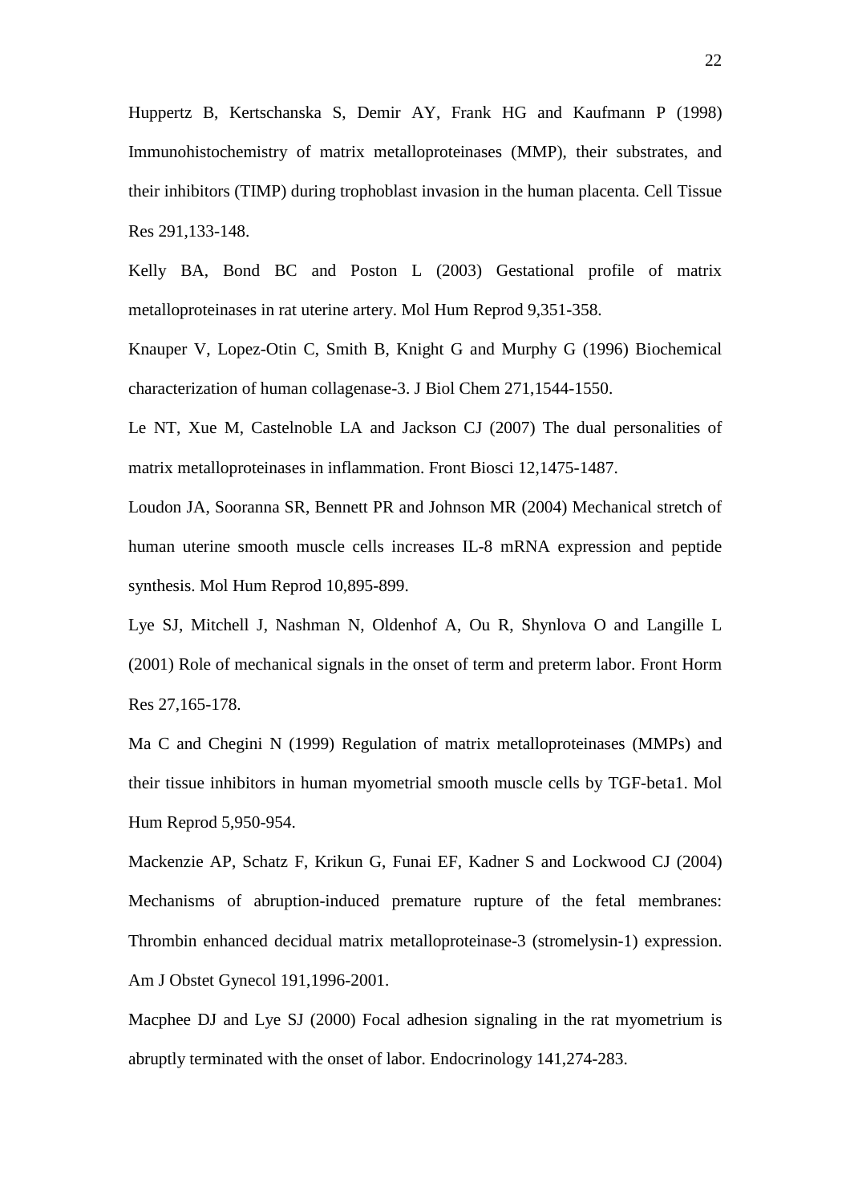Huppertz B, Kertschanska S, Demir AY, Frank HG and Kaufmann P (1998) Immunohistochemistry of matrix metalloproteinases (MMP), their substrates, and their inhibitors (TIMP) during trophoblast invasion in the human placenta. Cell Tissue Res 291,133-148.

Kelly BA, Bond BC and Poston L (2003) Gestational profile of matrix metalloproteinases in rat uterine artery. Mol Hum Reprod 9,351-358.

Knauper V, Lopez-Otin C, Smith B, Knight G and Murphy G (1996) Biochemical characterization of human collagenase-3. J Biol Chem 271,1544-1550.

Le NT, Xue M, Castelnoble LA and Jackson CJ (2007) The dual personalities of matrix metalloproteinases in inflammation. Front Biosci 12,1475-1487.

Loudon JA, Sooranna SR, Bennett PR and Johnson MR (2004) Mechanical stretch of human uterine smooth muscle cells increases IL-8 mRNA expression and peptide synthesis. Mol Hum Reprod 10,895-899.

Lye SJ, Mitchell J, Nashman N, Oldenhof A, Ou R, Shynlova O and Langille L (2001) Role of mechanical signals in the onset of term and preterm labor. Front Horm Res 27,165-178.

Ma C and Chegini N (1999) Regulation of matrix metalloproteinases (MMPs) and their tissue inhibitors in human myometrial smooth muscle cells by TGF-beta1. Mol Hum Reprod 5,950-954.

Mackenzie AP, Schatz F, Krikun G, Funai EF, Kadner S and Lockwood CJ (2004) Mechanisms of abruption-induced premature rupture of the fetal membranes: Thrombin enhanced decidual matrix metalloproteinase-3 (stromelysin-1) expression. Am J Obstet Gynecol 191,1996-2001.

Macphee DJ and Lye SJ (2000) Focal adhesion signaling in the rat myometrium is abruptly terminated with the onset of labor. Endocrinology 141,274-283.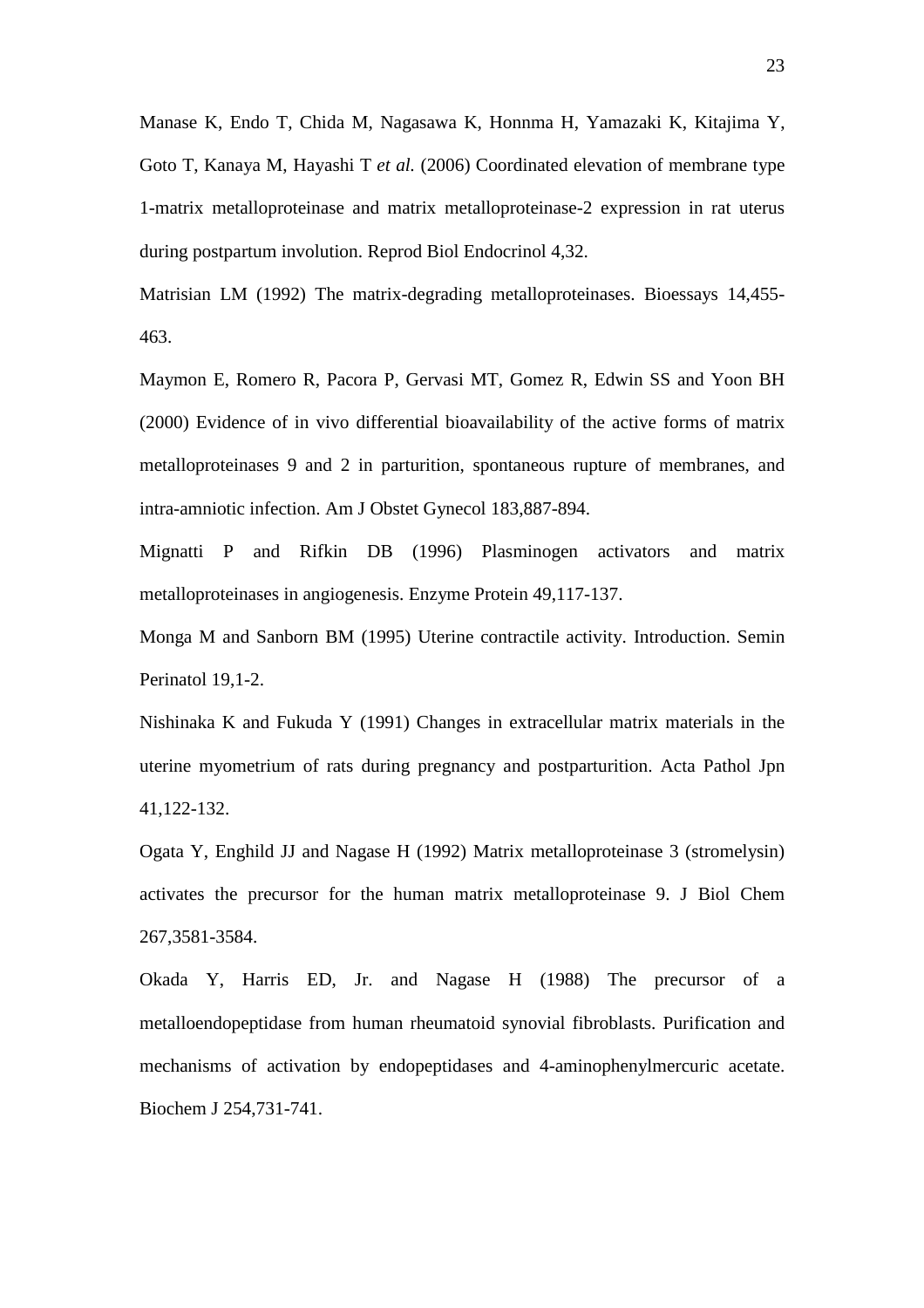Manase K, Endo T, Chida M, Nagasawa K, Honnma H, Yamazaki K, Kitajima Y, Goto T, Kanaya M, Hayashi T *et al.* (2006) Coordinated elevation of membrane type 1-matrix metalloproteinase and matrix metalloproteinase-2 expression in rat uterus during postpartum involution. Reprod Biol Endocrinol 4,32.

Matrisian LM (1992) The matrix-degrading metalloproteinases. Bioessays 14,455-463.

Maymon E, Romero R, Pacora P, Gervasi MT, Gomez R, Edwin SS and Yoon BH (2000) Evidence of in vivo differential bioavailability of the active forms of matrix metalloproteinases 9 and 2 in parturition, spontaneous rupture of membranes, and intra-amniotic infection. Am J Obstet Gynecol 183,887-894.

Mignatti P and Rifkin DB (1996) Plasminogen activators and matrix metalloproteinases in angiogenesis. Enzyme Protein 49,117-137.

Monga M and Sanborn BM (1995) Uterine contractile activity. Introduction. Semin Perinatol 19,1-2.

Nishinaka K and Fukuda Y (1991) Changes in extracellular matrix materials in the uterine myometrium of rats during pregnancy and postparturition. Acta Pathol Jpn 41,122-132.

Ogata Y, Enghild JJ and Nagase H (1992) Matrix metalloproteinase 3 (stromelysin) activates the precursor for the human matrix metalloproteinase 9. J Biol Chem 267,3581-3584.

Okada Y, Harris ED, Jr. and Nagase H (1988) The precursor of a metalloendopeptidase from human rheumatoid synovial fibroblasts. Purification and mechanisms of activation by endopeptidases and 4-aminophenylmercuric acetate. Biochem J 254,731-741.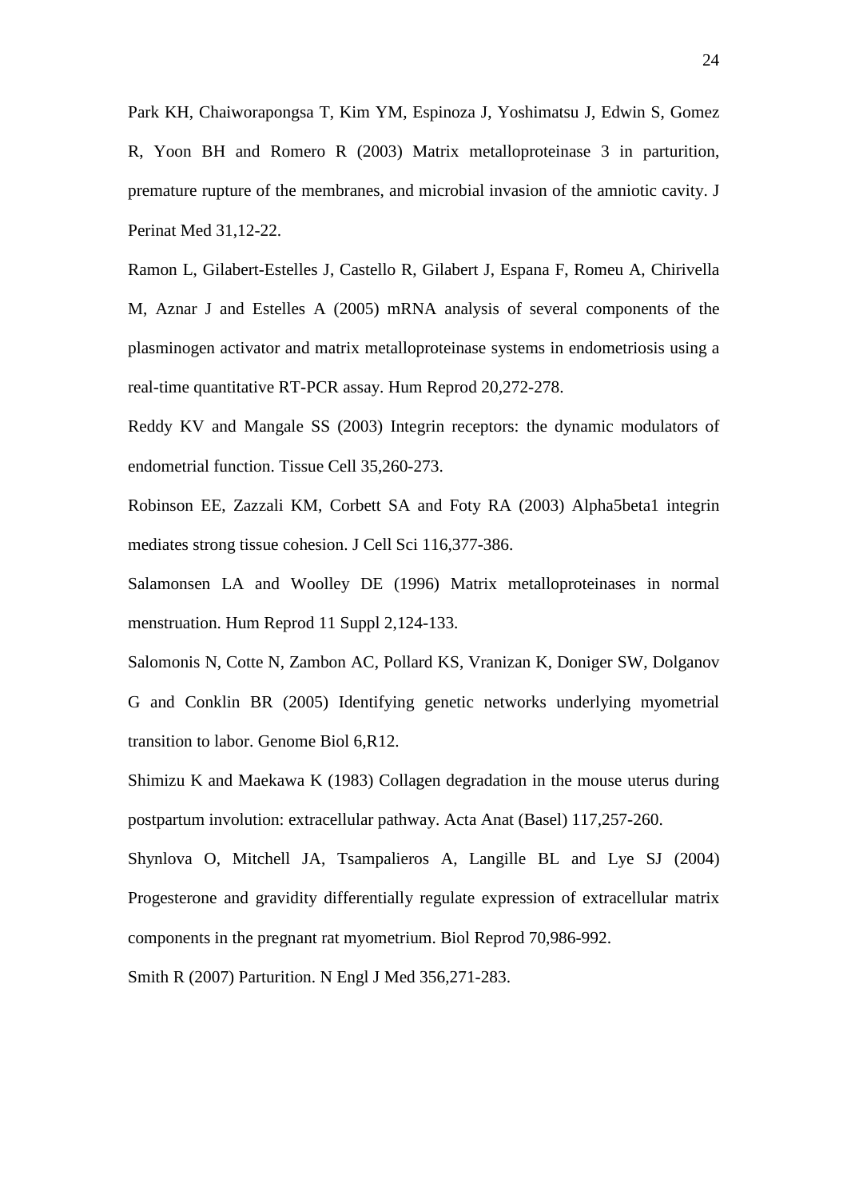Park KH, Chaiworapongsa T, Kim YM, Espinoza J, Yoshimatsu J, Edwin S, Gomez R, Yoon BH and Romero R (2003) Matrix metalloproteinase 3 in parturition, premature rupture of the membranes, and microbial invasion of the amniotic cavity. J Perinat Med 31,12-22.

Ramon L, Gilabert-Estelles J, Castello R, Gilabert J, Espana F, Romeu A, Chirivella M, Aznar J and Estelles A (2005) mRNA analysis of several components of the plasminogen activator and matrix metalloproteinase systems in endometriosis using a real-time quantitative RT-PCR assay. Hum Reprod 20,272-278.

Reddy KV and Mangale SS (2003) Integrin receptors: the dynamic modulators of endometrial function. Tissue Cell 35,260-273.

Robinson EE, Zazzali KM, Corbett SA and Foty RA (2003) Alpha5beta1 integrin mediates strong tissue cohesion. J Cell Sci 116,377-386.

Salamonsen LA and Woolley DE (1996) Matrix metalloproteinases in normal menstruation. Hum Reprod 11 Suppl 2,124-133.

Salomonis N, Cotte N, Zambon AC, Pollard KS, Vranizan K, Doniger SW, Dolganov G and Conklin BR (2005) Identifying genetic networks underlying myometrial transition to labor. Genome Biol 6,R12.

Shimizu K and Maekawa K (1983) Collagen degradation in the mouse uterus during postpartum involution: extracellular pathway. Acta Anat (Basel) 117,257-260.

Shynlova O, Mitchell JA, Tsampalieros A, Langille BL and Lye SJ (2004) Progesterone and gravidity differentially regulate expression of extracellular matrix components in the pregnant rat myometrium. Biol Reprod 70,986-992.

Smith R (2007) Parturition. N Engl J Med 356,271-283.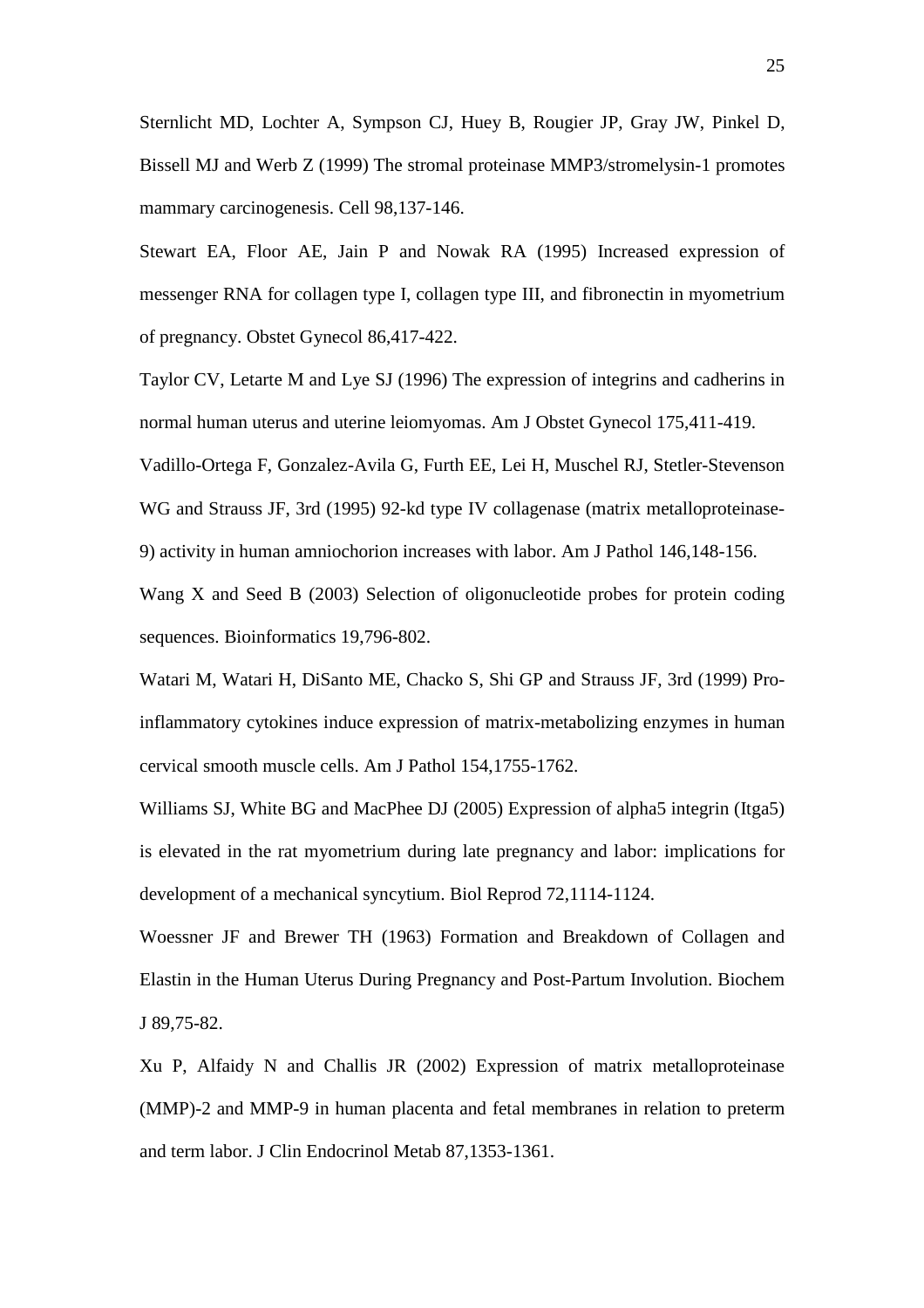Sternlicht MD, Lochter A, Sympson CJ, Huey B, Rougier JP, Gray JW, Pinkel D, Bissell MJ and Werb Z (1999) The stromal proteinase MMP3/stromelysin-1 promotes mammary carcinogenesis. Cell 98,137-146.

Stewart EA, Floor AE, Jain P and Nowak RA (1995) Increased expression of messenger RNA for collagen type I, collagen type III, and fibronectin in myometrium of pregnancy. Obstet Gynecol 86,417-422.

Taylor CV, Letarte M and Lye SJ (1996) The expression of integrins and cadherins in normal human uterus and uterine leiomyomas. Am J Obstet Gynecol 175,411-419.

Vadillo-Ortega F, Gonzalez-Avila G, Furth EE, Lei H, Muschel RJ, Stetler-Stevenson WG and Strauss JF, 3rd (1995) 92-kd type IV collagenase (matrix metalloproteinase-9) activity in human amniochorion increases with labor. Am J Pathol 146,148-156.

Wang X and Seed B (2003) Selection of oligonucleotide probes for protein coding sequences. Bioinformatics 19,796-802.

Watari M, Watari H, DiSanto ME, Chacko S, Shi GP and Strauss JF, 3rd (1999) Pro-inflammatory cytokines induce expression of matrix-metabolizing enzymes in human cervical smooth muscle cells. Am J Pathol 154,1755-1762.

Williams SJ, White BG and MacPhee DJ (2005) Expression of alpha5 integrin (Itga5) is elevated in the rat myometrium during late pregnancy and labor: implications for development of a mechanical syncytium. Biol Reprod 72,1114-1124.

Woessner JF and Brewer TH (1963) Formation and Breakdown of Collagen and Elastin in the Human Uterus During Pregnancy and Post-Partum Involution. Biochem J 89,75-82.

Xu P, Alfaidy N and Challis JR (2002) Expression of matrix metalloproteinase (MMP)-2 and MMP-9 in human placenta and fetal membranes in relation to preterm and term labor. J Clin Endocrinol Metab 87,1353-1361.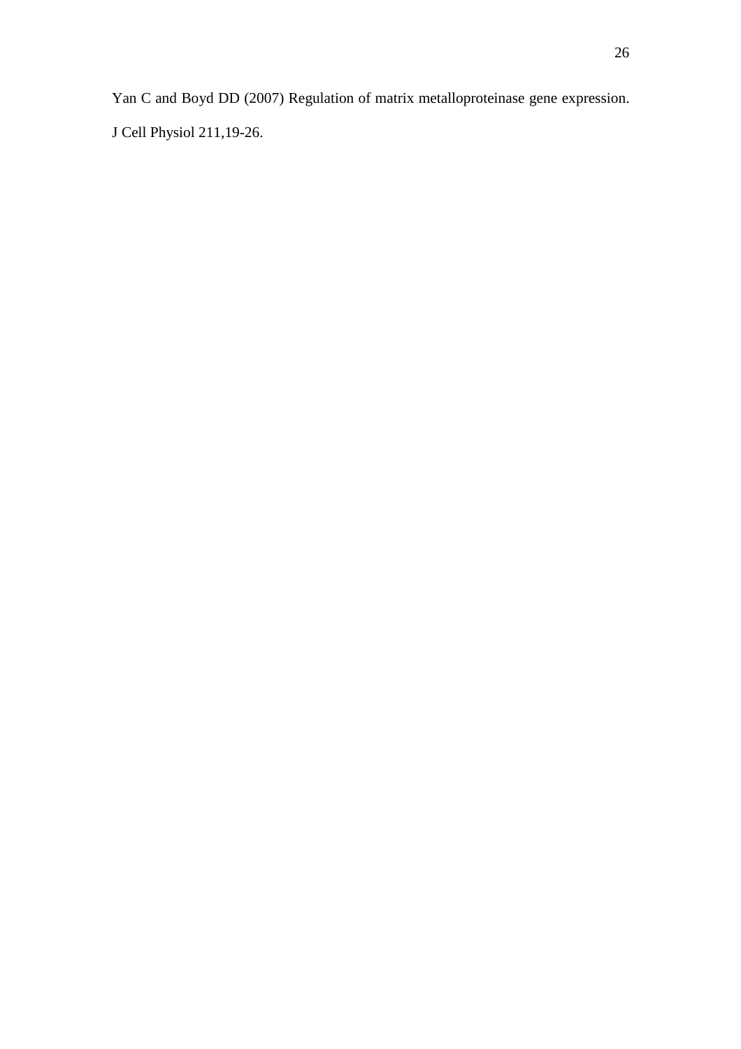Yan C and Boyd DD (2007) Regulation of matrix metalloproteinase gene expression. J Cell Physiol 211,19-26.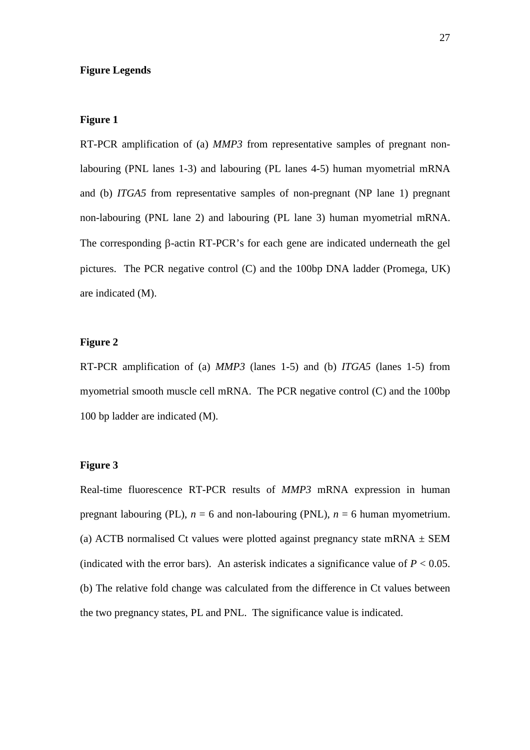**Figure Legends**

**Figure 1**

RT-PCR amplification of (a) *MMP3* from representative samples of pregnant non-labouring (PNL lanes 1-3) and labouring (PL lanes 4-5) human myometrial mRNA and (b) *ITGA5* from representative samples of non-pregnant (NP lane 1) pregnant non-labouring (PNL lane 2) and labouring (PL lane 3) human myometrial mRNA. The corresponding β-actin RT-PCR's for each gene are indicated underneath the gel pictures. The PCR negative control (C) and the 100bp DNA ladder (Promega, UK) are indicated (M).

**Figure 2**

RT-PCR amplification of (a) *MMP3* (lanes 1-5) and (b) *ITGA5* (lanes 1-5) from myometrial smooth muscle cell mRNA. The PCR negative control (C) and the 100bp 100 bp ladder are indicated (M).

**Figure 3**

Real-time fluorescence RT-PCR results of *MMP3* mRNA expression in human pregnant labouring (PL), $n = 6$ and non-labouring (PNL), $n = 6$ human myometrium. (a) ACTB normalised Ct values were plotted against pregnancy state mRNA ± SEM (indicated with the error bars). An asterisk indicates a significance value of $P < 0.05$. (b) The relative fold change was calculated from the difference in Ct values between the two pregnancy states, PL and PNL. The significance value is indicated.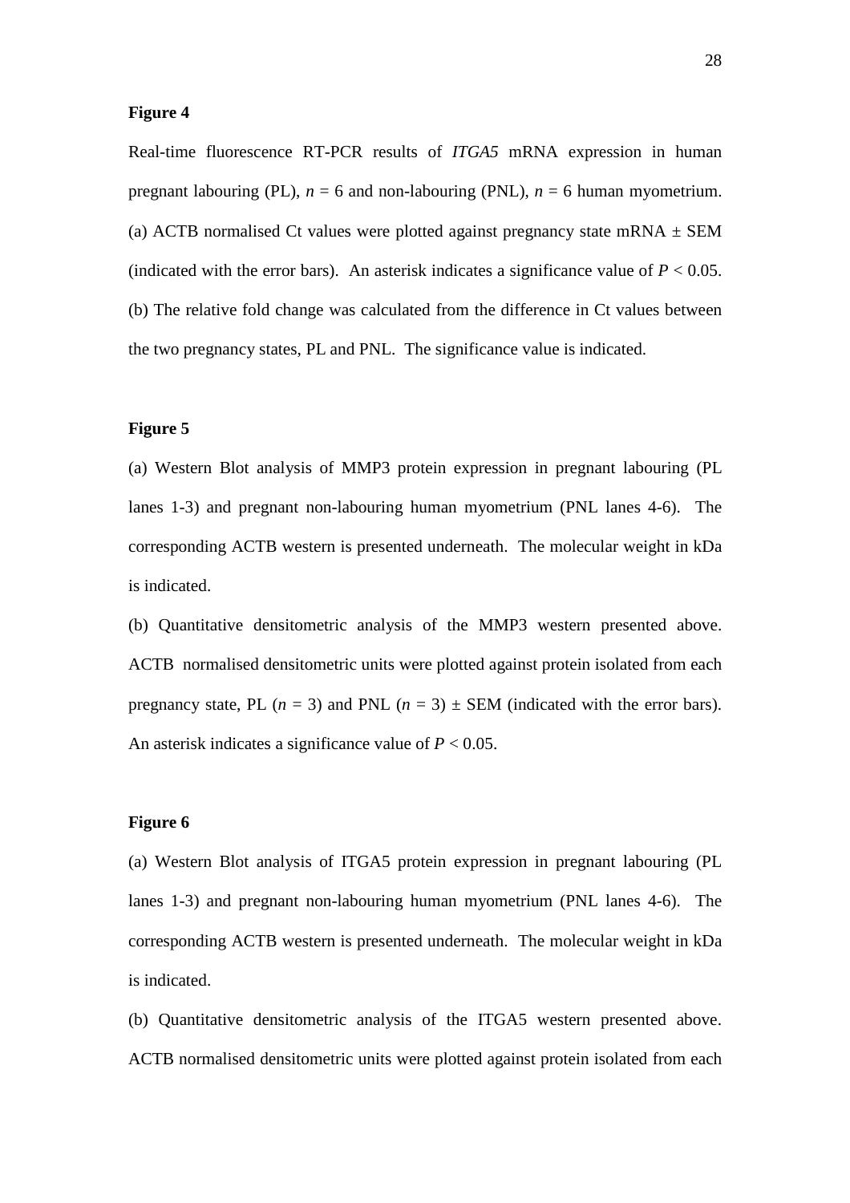**Figure 4**

Real-time fluorescence RT-PCR results of *ITGA5* mRNA expression in human pregnant labouring (PL), $n = 6$ and non-labouring (PNL), $n = 6$ human myometrium. (a) ACTB normalised Ct values were plotted against pregnancy state mRNA ± SEM (indicated with the error bars). An asterisk indicates a significance value of $P < 0.05$. (b) The relative fold change was calculated from the difference in Ct values between the two pregnancy states, PL and PNL. The significance value is indicated.

**Figure 5**

(a) Western Blot analysis of MMP3 protein expression in pregnant labouring (PL lanes 1-3) and pregnant non-labouring human myometrium (PNL lanes 4-6). The corresponding ACTB western is presented underneath. The molecular weight in kDa is indicated.

(b) Quantitative densitometric analysis of the MMP3 western presented above. ACTB normalised densitometric units were plotted against protein isolated from each pregnancy state, PL ($n = 3$) and PNL ($n = 3$) ± SEM (indicated with the error bars). An asterisk indicates a significance value of $P < 0.05$.

**Figure 6**

(a) Western Blot analysis of ITGA5 protein expression in pregnant labouring (PL lanes 1-3) and pregnant non-labouring human myometrium (PNL lanes 4-6). The corresponding ACTB western is presented underneath. The molecular weight in kDa is indicated.

(b) Quantitative densitometric analysis of the ITGA5 western presented above. ACTB normalised densitometric units were plotted against protein isolated from each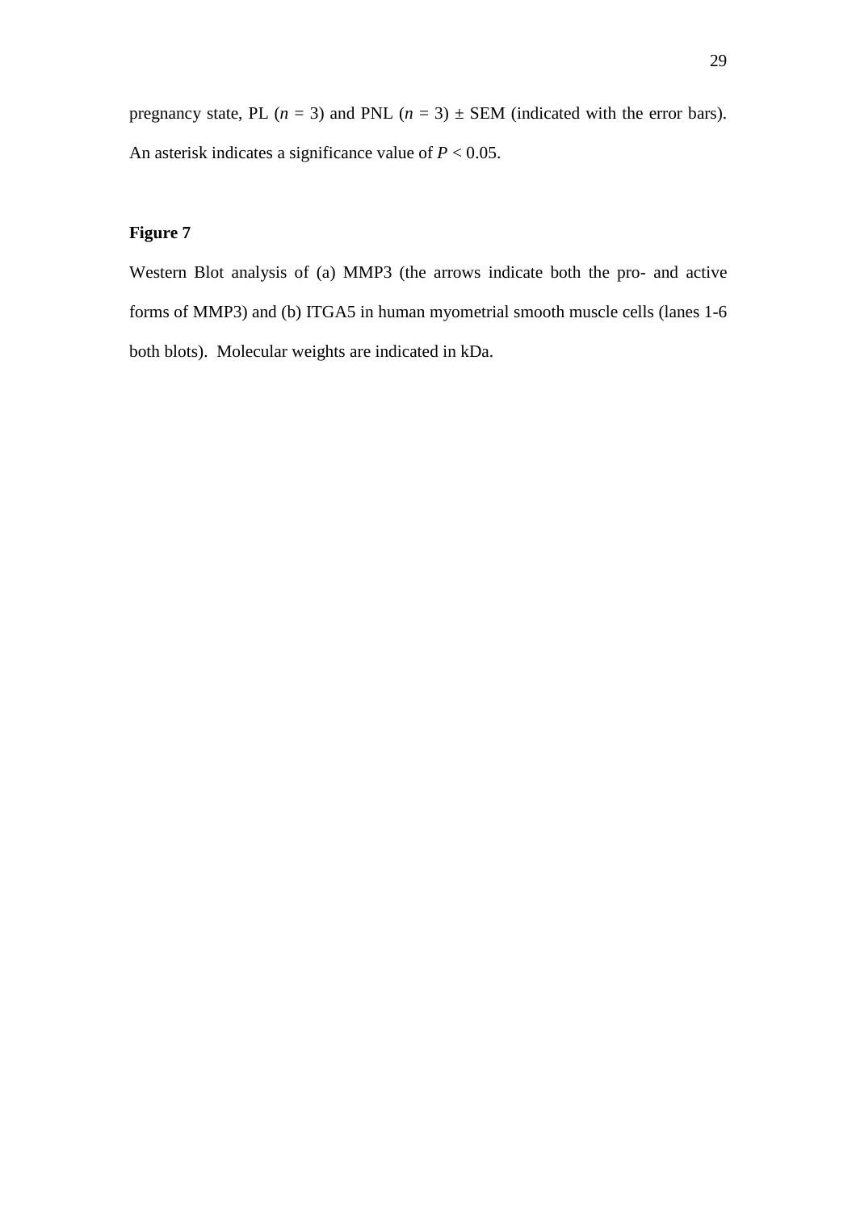pregnancy state, PL ($n$ = 3) and PNL ($n$ = 3) ± SEM (indicated with the error bars). An asterisk indicates a significance value of $P < 0.05$.

**Figure 7**

Western Blot analysis of (a) MMP3 (the arrows indicate both the pro- and active forms of MMP3) and (b) ITGA5 in human myometrial smooth muscle cells (lanes 1-6 both blots). Molecular weights are indicated in kDa.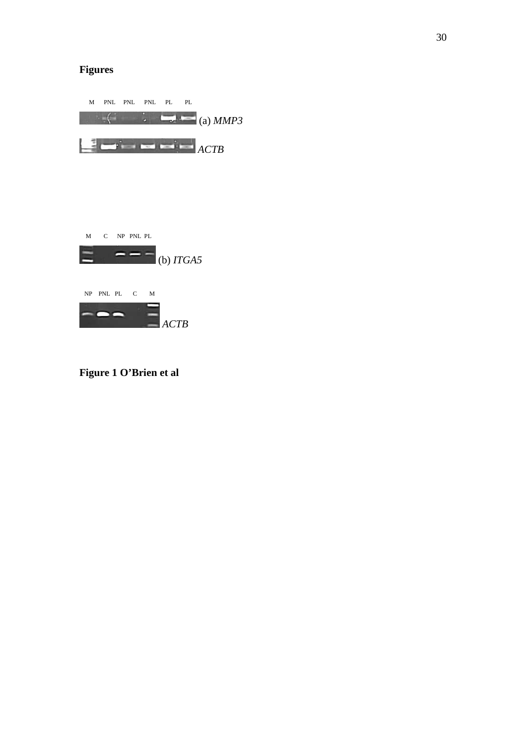**Figures**

M PNL PNL PNL PL PL

(a) *MMP3*

*ACTB*

M C NP PNL PL

(b) *ITGA5*

NP PNL PL C M

*ACTB*

**Figure 1 O'Brien et al**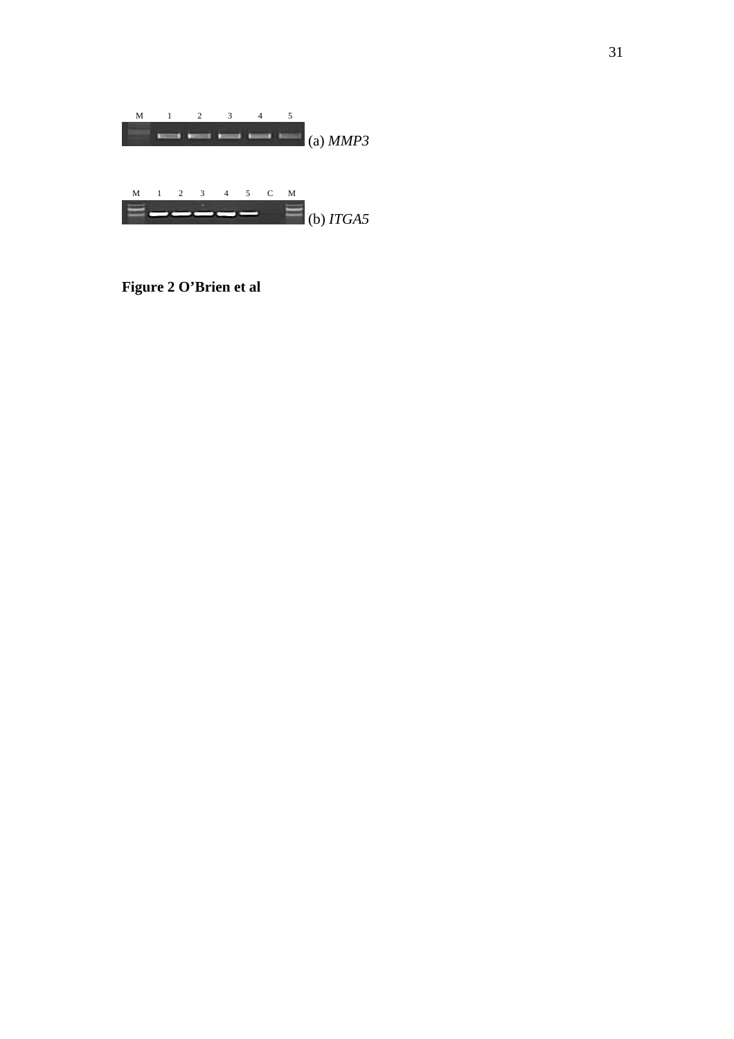M 1 2 3 4 5

(a) *MMP3*

M 1 2 3 4 5 C M

(b) *ITGA5*

**Figure 2 O'Brien et al**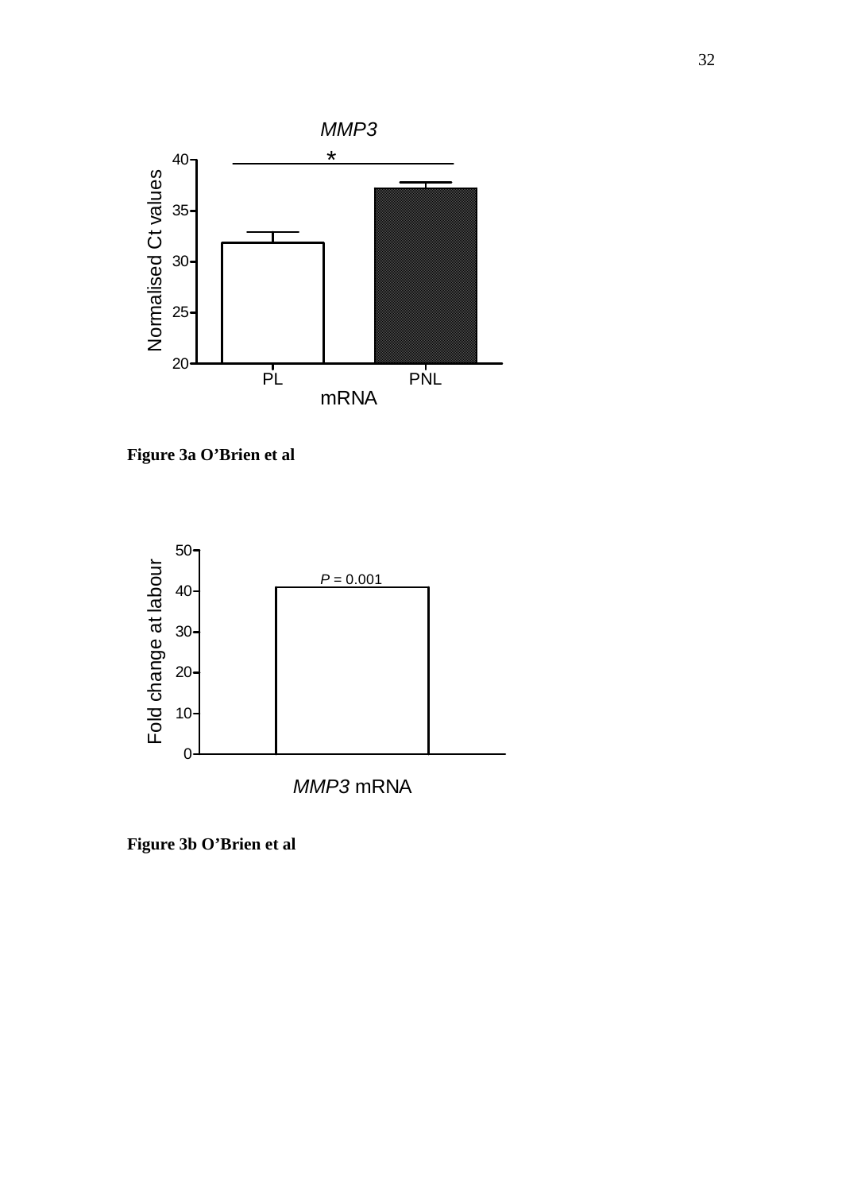**Figure 3a O'Brien et al**

**Figure 3b O'Brien et al**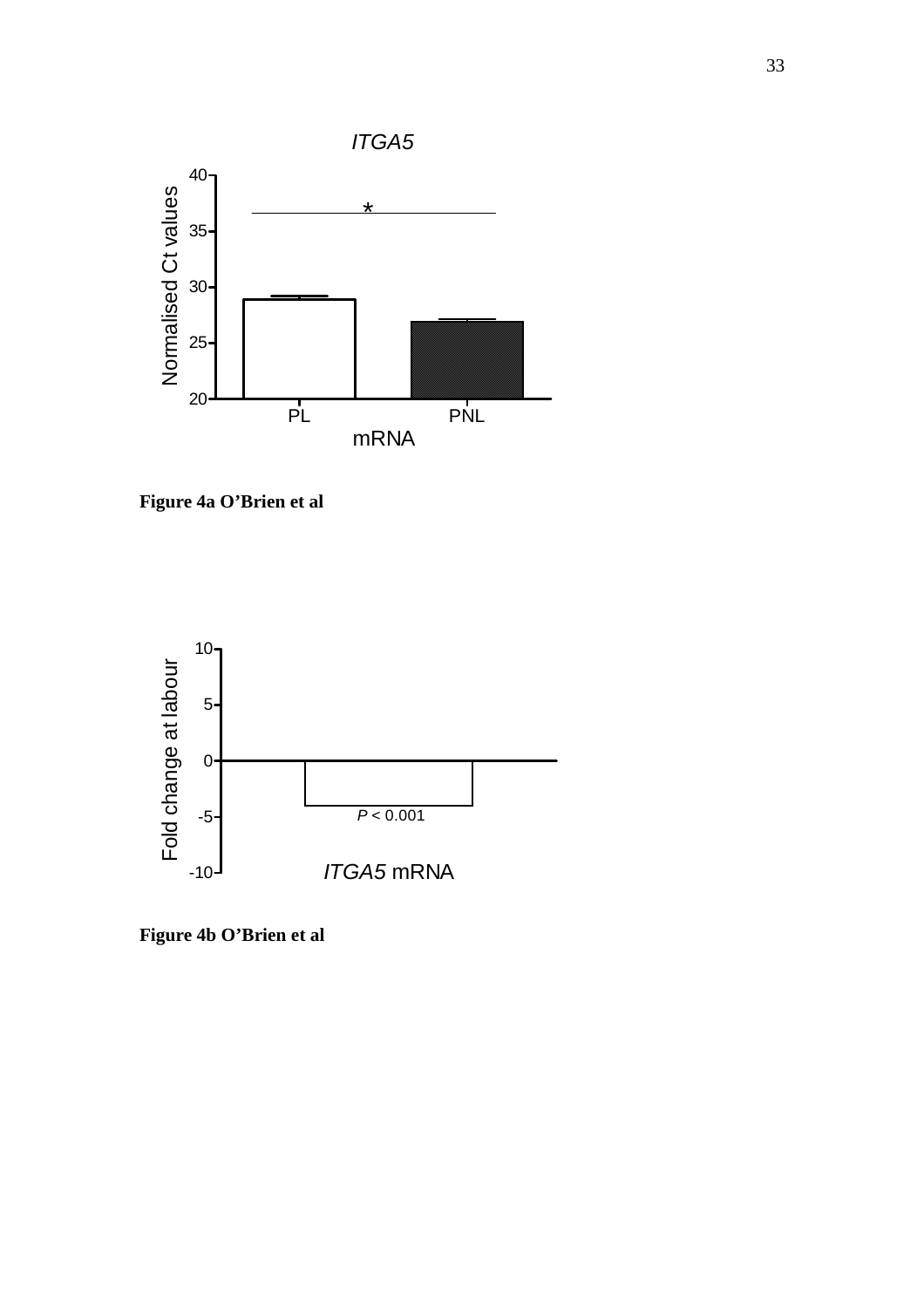*ITGA5*

| | PL | PNL |
|---|---|---|
| Normalised Ct values | ~28.9 | ~26.9 |

mRNA

**Figure 4a O'Brien et al**

Fold change at labour

*P* < 0.001

*ITGA5* mRNA

**Figure 4b O'Brien et al**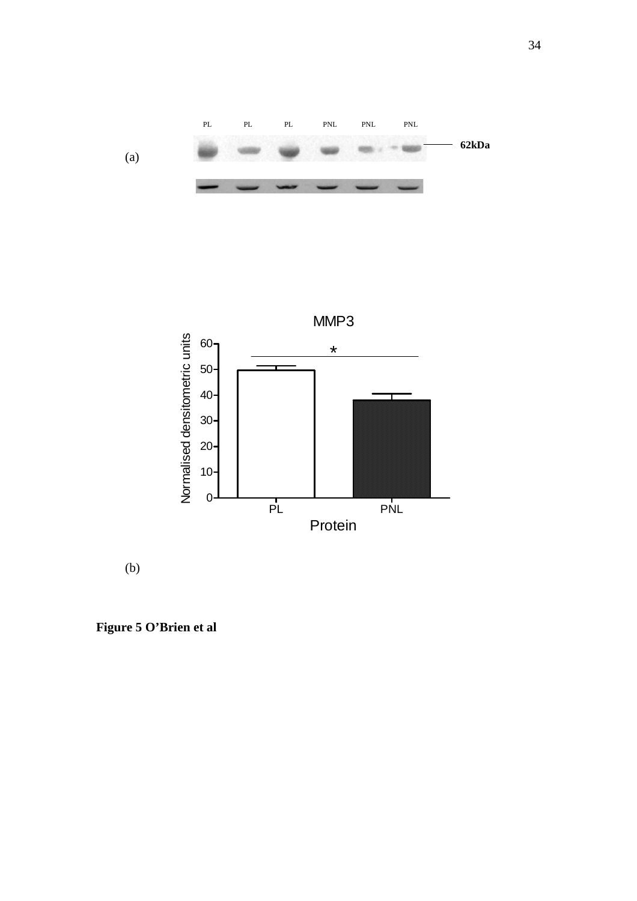PL PL PL PNL PNL PNL

(a) 62kDa

MMP3

Normalised densitometric units

Protein

PL PNL

(b)

**Figure 5 O'Brien et al**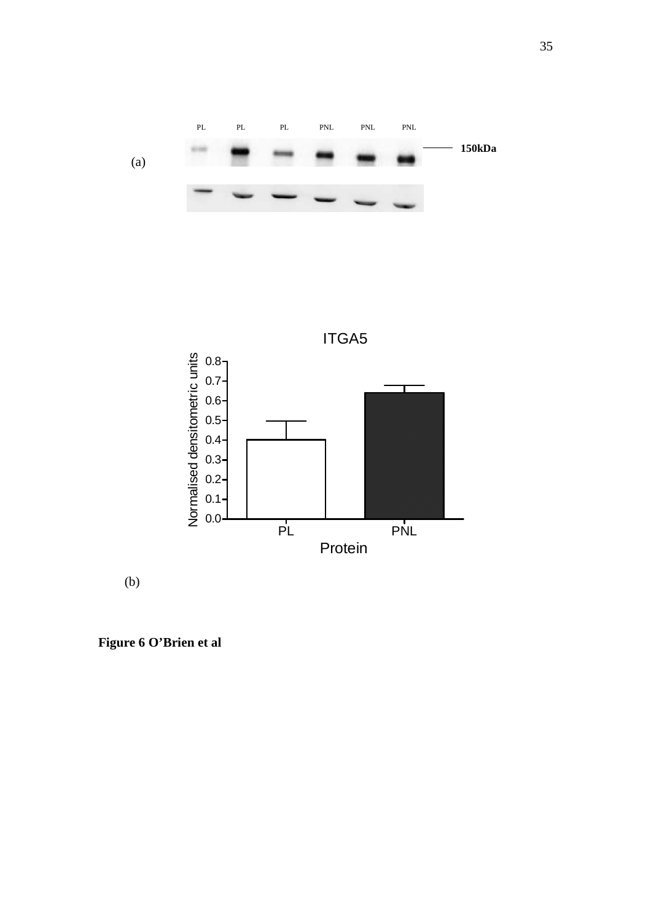(a)

(b)

**Figure 6 O'Brien et al**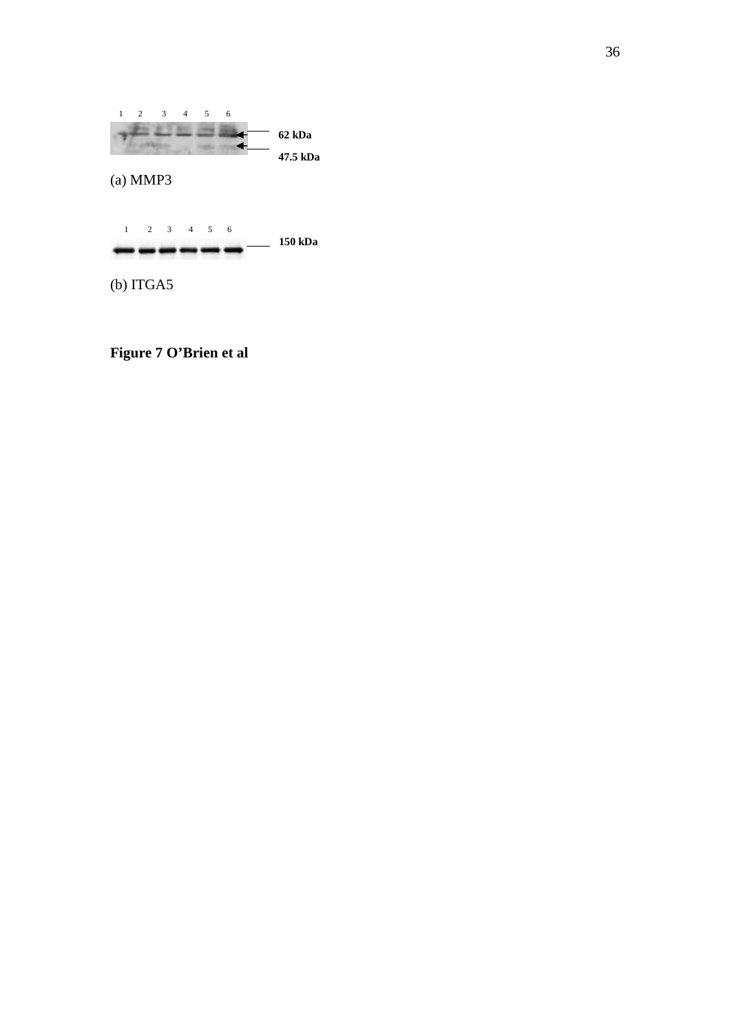1 2 3 4 5 6

62 kDa

47.5 kDa

(a) MMP3

1 2 3 4 5 6

150 kDa

(b) ITGA5

**Figure 7 O'Brien et al**